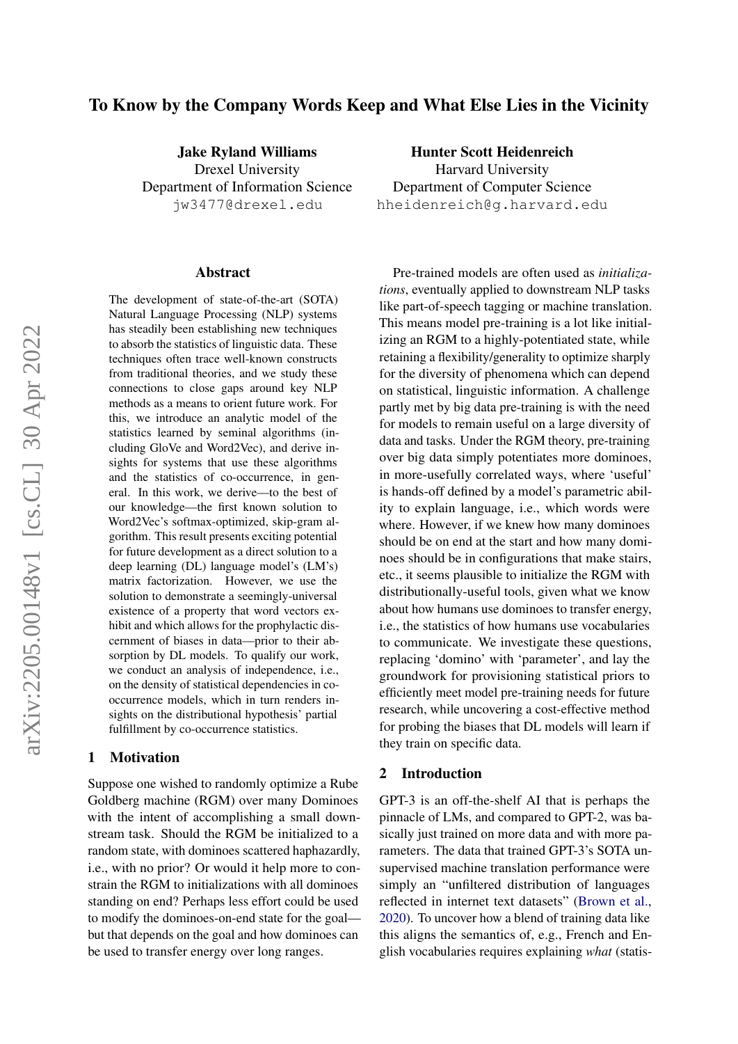# To Know by the Company Words Keep and What Else Lies in the Vicinity

**Jake Ryland Williams**
Drexel University
Department of Information Science
jw3477@drexel.edu

**Hunter Scott Heidenreich**
Harvard University
Department of Computer Science
hheidenreich@g.harvard.edu

## Abstract

The development of state-of-the-art (SOTA) Natural Language Processing (NLP) systems has steadily been establishing new techniques to absorb the statistics of linguistic data. These techniques often trace well-known constructs from traditional theories, and we study these connections to close gaps around key NLP methods as a means to orient future work. For this, we introduce an analytic model of the statistics learned by seminal algorithms (including GloVe and Word2Vec), and derive insights for systems that use these algorithms and the statistics of co-occurrence, in general. In this work, we derive—to the best of our knowledge—the first known solution to Word2Vec's softmax-optimized, skip-gram algorithm. This result presents exciting potential for future development as a direct solution to a deep learning (DL) language model's (LM's) matrix factorization. However, we use the solution to demonstrate a seemingly-universal existence of a property that word vectors exhibit and which allows for the prophylactic discernment of biases in data—prior to their absorption by DL models. To qualify our work, we conduct an analysis of independence, i.e., on the density of statistical dependencies in co-occurrence models, which in turn renders insights on the distributional hypothesis' partial fulfillment by co-occurrence statistics.

## 1 Motivation

Suppose one wished to randomly optimize a Rube Goldberg machine (RGM) over many Dominoes with the intent of accomplishing a small downstream task. Should the RGM be initialized to a random state, with dominoes scattered haphazardly, i.e., with no prior? Or would it help more to constrain the RGM to initializations with all dominoes standing on end? Perhaps less effort could be used to modify the dominoes-on-end state for the goal—but that depends on the goal and how dominoes can be used to transfer energy over long ranges.

Pre-trained models are often used as *initializations*, eventually applied to downstream NLP tasks like part-of-speech tagging or machine translation. This means model pre-training is a lot like initializing an RGM to a highly-potentiated state, while retaining a flexibility/generality to optimize sharply for the diversity of phenomena which can depend on statistical, linguistic information. A challenge partly met by big data pre-training is with the need for models to remain useful on a large diversity of data and tasks. Under the RGM theory, pre-training over big data simply potentiates more dominoes, in more-usefully correlated ways, where 'useful' is hands-off defined by a model's parametric ability to explain language, i.e., which words were where. However, if we knew how many dominoes should be on end at the start and how many dominoes should be in configurations that make stairs, etc., it seems plausible to initialize the RGM with distributionally-useful tools, given what we know about how humans use dominoes to transfer energy, i.e., the statistics of how humans use vocabularies to communicate. We investigate these questions, replacing 'domino' with 'parameter', and lay the groundwork for provisioning statistical priors to efficiently meet model pre-training needs for future research, while uncovering a cost-effective method for probing the biases that DL models will learn if they train on specific data.

## 2 Introduction

GPT-3 is an off-the-shelf AI that is perhaps the pinnacle of LMs, and compared to GPT-2, was basically just trained on more data and with more parameters. The data that trained GPT-3's SOTA unsupervised machine translation performance were simply an "unfiltered distribution of languages reflected in internet text datasets" (Brown et al., 2020). To uncover how a blend of training data like this aligns the semantics of, e.g., French and English vocabularies requires explaining *what* (statis-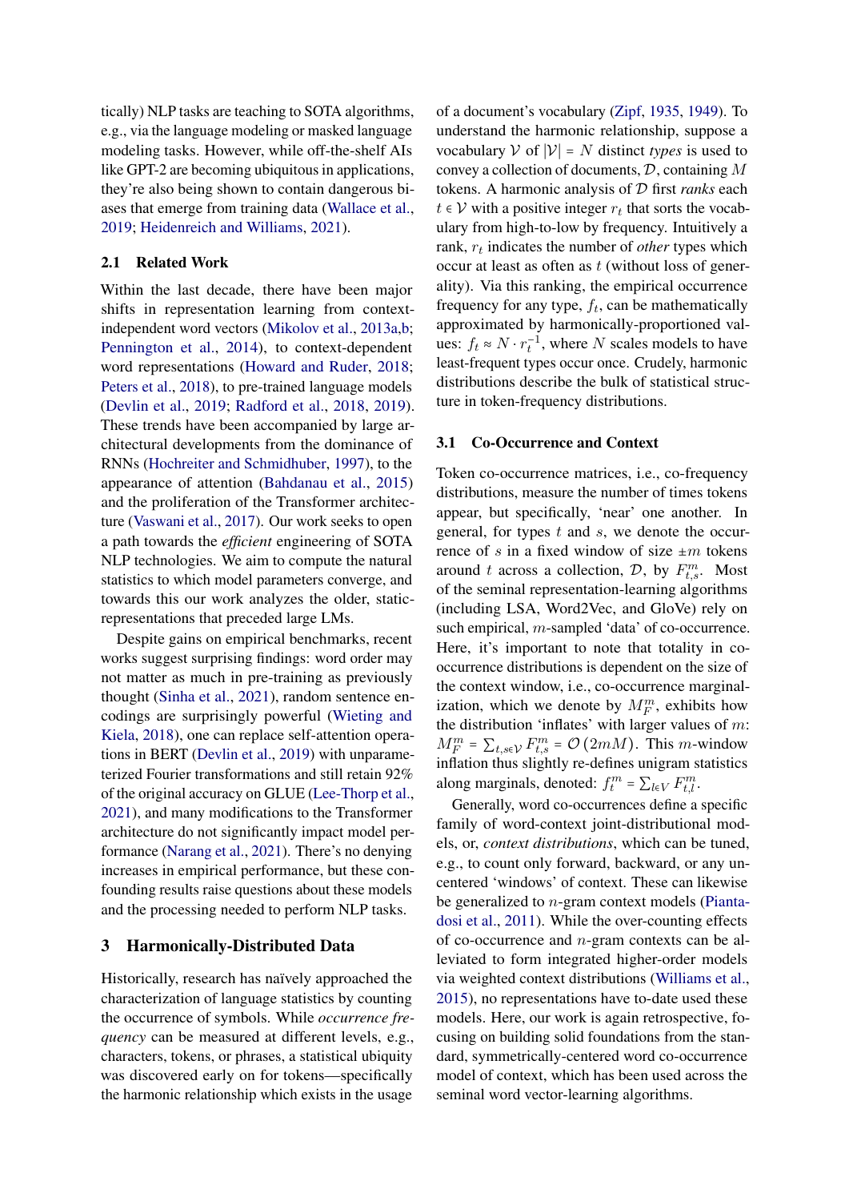tically) NLP tasks are teaching to SOTA algorithms, e.g., via the language modeling or masked language modeling tasks. However, while off-the-shelf AIs like GPT-2 are becoming ubiquitous in applications, they're also being shown to contain dangerous biases that emerge from training data (Wallace et al., 2019; Heidenreich and Williams, 2021).

### 2.1 Related Work

Within the last decade, there have been major shifts in representation learning from context-independent word vectors (Mikolov et al., 2013a,b; Pennington et al., 2014), to context-dependent word representations (Howard and Ruder, 2018; Peters et al., 2018), to pre-trained language models (Devlin et al., 2019; Radford et al., 2018, 2019). These trends have been accompanied by large architectural developments from the dominance of RNNs (Hochreiter and Schmidhuber, 1997), to the appearance of attention (Bahdanau et al., 2015) and the proliferation of the Transformer architecture (Vaswani et al., 2017). Our work seeks to open a path towards the *efficient* engineering of SOTA NLP technologies. We aim to compute the natural statistics to which model parameters converge, and towards this our work analyzes the older, static-representations that preceded large LMs.

Despite gains on empirical benchmarks, recent works suggest surprising findings: word order may not matter as much in pre-training as previously thought (Sinha et al., 2021), random sentence encodings are surprisingly powerful (Wieting and Kiela, 2018), one can replace self-attention operations in BERT (Devlin et al., 2019) with unparameterized Fourier transformations and still retain 92% of the original accuracy on GLUE (Lee-Thorp et al., 2021), and many modifications to the Transformer architecture do not significantly impact model performance (Narang et al., 2021). There's no denying increases in empirical performance, but these confounding results raise questions about these models and the processing needed to perform NLP tasks.

## 3 Harmonically-Distributed Data

Historically, research has naïvely approached the characterization of language statistics by counting the occurrence of symbols. While *occurrence frequency* can be measured at different levels, e.g., characters, tokens, or phrases, a statistical ubiquity was discovered early on for tokens—specifically the harmonic relationship which exists in the usage of a document's vocabulary (Zipf, 1935, 1949). To understand the harmonic relationship, suppose a vocabulary $\mathcal{V}$ of $|\mathcal{V}| = N$ distinct *types* is used to convey a collection of documents, $\mathcal{D}$, containing $M$ tokens. A harmonic analysis of $\mathcal{D}$ first *ranks* each $t \in \mathcal{V}$ with a positive integer $r_t$ that sorts the vocabulary from high-to-low by frequency. Intuitively a rank, $r_t$ indicates the number of *other* types which occur at least as often as $t$ (without loss of generality). Via this ranking, the empirical occurrence frequency for any type, $f_t$, can be mathematically approximated by harmonically-proportioned values: $f_t \approx N \cdot r_t^{-1}$, where $N$ scales models to have least-frequent types occur once. Crudely, harmonic distributions describe the bulk of statistical structure in token-frequency distributions.

### 3.1 Co-Occurrence and Context

Token co-occurrence matrices, i.e., co-frequency distributions, measure the number of times tokens appear, but specifically, 'near' one another. In general, for types $t$ and $s$, we denote the occurrence of $s$ in a fixed window of size $\pm m$ tokens around $t$ across a collection, $\mathcal{D}$, by $F^m_{t,s}$. Most of the seminal representation-learning algorithms (including LSA, Word2Vec, and GloVe) rely on such empirical, $m$-sampled 'data' of co-occurrence. Here, it's important to note that totality in co-occurrence distributions is dependent on the size of the context window, i.e., co-occurrence marginalization, which we denote by $M^m_F$, exhibits how the distribution 'inflates' with larger values of $m$: $M^m_F = \sum_{t,s \in \mathcal{V}} F^m_{t,s} = \mathcal{O}(2mM)$. This $m$-window inflation thus slightly re-defines unigram statistics along marginals, denoted: $f^m_t = \sum_{l \in V} F^m_{t,l}$.

Generally, word co-occurrences define a specific family of word-context joint-distributional models, or, *context distributions*, which can be tuned, e.g., to count only forward, backward, or any uncentered 'windows' of context. These can likewise be generalized to $n$-gram context models (Piantadosi et al., 2011). While the over-counting effects of co-occurrence and $n$-gram contexts can be alleviated to form integrated higher-order models via weighted context distributions (Williams et al., 2015), no representations have to-date used these models. Here, our work is again retrospective, focusing on building solid foundations from the standard, symmetrically-centered word co-occurrence model of context, which has been used across the seminal word vector-learning algorithms.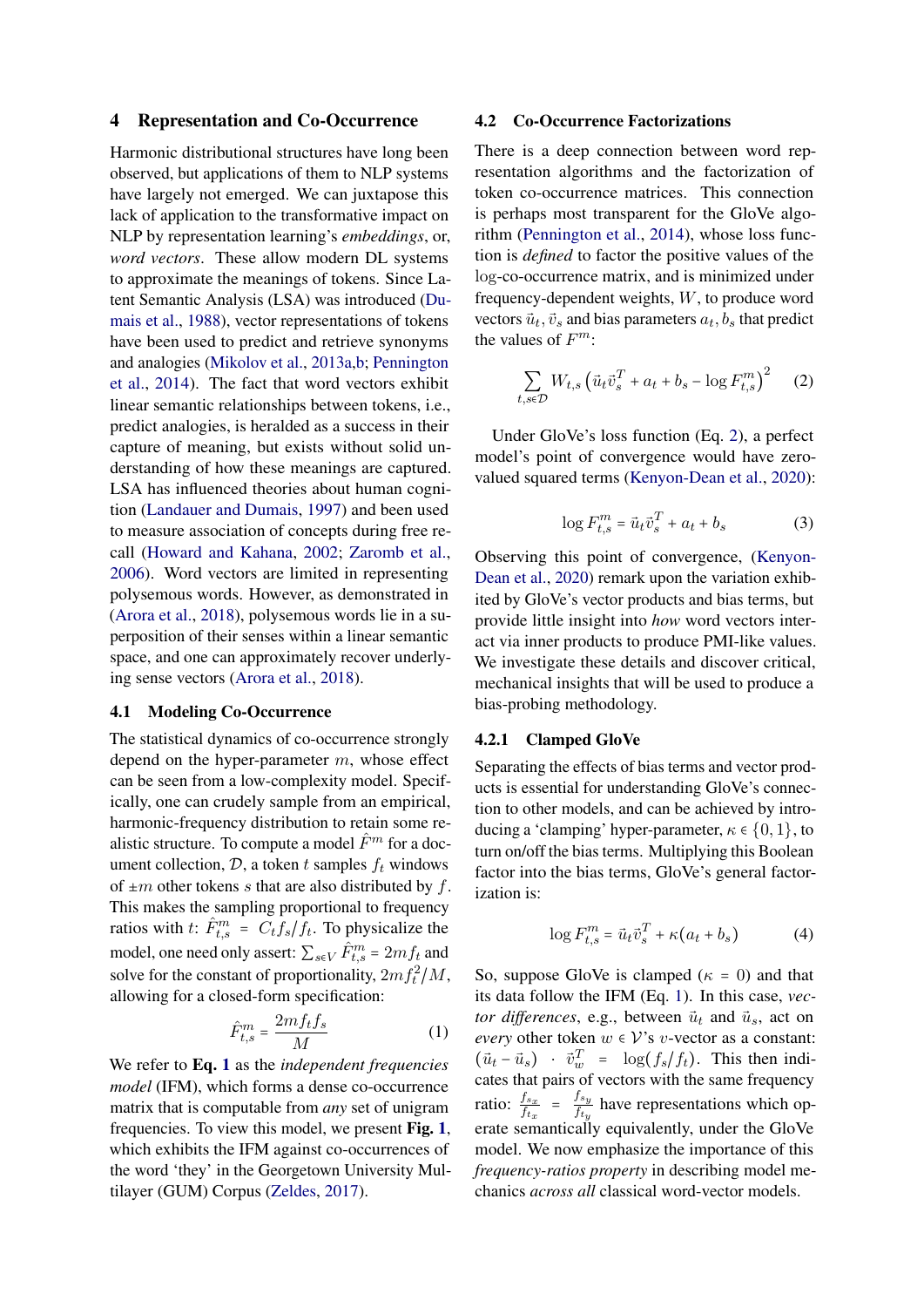## 4 Representation and Co-Occurrence

Harmonic distributional structures have long been observed, but applications of them to NLP systems have largely not emerged. We can juxtapose this lack of application to the transformative impact on NLP by representation learning's *embeddings*, or, *word vectors*. These allow modern DL systems to approximate the meanings of tokens. Since Latent Semantic Analysis (LSA) was introduced (Dumais et al., 1988), vector representations of tokens have been used to predict and retrieve synonyms and analogies (Mikolov et al., 2013a,b; Pennington et al., 2014). The fact that word vectors exhibit linear semantic relationships between tokens, i.e., predict analogies, is heralded as a success in their capture of meaning, but exists without solid understanding of how these meanings are captured. LSA has influenced theories about human cognition (Landauer and Dumais, 1997) and been used to measure association of concepts during free recall (Howard and Kahana, 2002; Zaromb et al., 2006). Word vectors are limited in representing polysemous words. However, as demonstrated in (Arora et al., 2018), polysemous words lie in a superposition of their senses within a linear semantic space, and one can approximately recover underlying sense vectors (Arora et al., 2018).

### 4.1 Modeling Co-Occurrence

The statistical dynamics of co-occurrence strongly depend on the hyper-parameter $m$, whose effect can be seen from a low-complexity model. Specifically, one can crudely sample from an empirical, harmonic-frequency distribution to retain some realistic structure. To compute a model $\hat{F}^m$ for a document collection, $\mathcal{D}$, a token $t$ samples $f_t$ windows of $\pm m$ other tokens $s$ that are also distributed by $f$. This makes the sampling proportional to frequency ratios with $t$: $\hat{F}^m_{t,s} = C_t f_s / f_t$. To physicalize the model, one need only assert: $\sum_{s \in V} \hat{F}^m_{t,s} = 2mf_t$ and solve for the constant of proportionality, $2mf_t^2/M$, allowing for a closed-form specification:

$$\hat{F}^m_{t,s} = \frac{2mf_tf_s}{M} \tag{1}$$

We refer to **Eq. 1** as the *independent frequencies model* (IFM), which forms a dense co-occurrence matrix that is computable from *any* set of unigram frequencies. To view this model, we present **Fig. 1**, which exhibits the IFM against co-occurrences of the word 'they' in the Georgetown University Multilayer (GUM) Corpus (Zeldes, 2017).

### 4.2 Co-Occurrence Factorizations

There is a deep connection between word representation algorithms and the factorization of token co-occurrence matrices. This connection is perhaps most transparent for the GloVe algorithm (Pennington et al., 2014), whose loss function is *defined* to factor the positive values of the log-co-occurrence matrix, and is minimized under frequency-dependent weights, $W$, to produce word vectors $\vec{u}_t, \vec{v}_s$ and bias parameters $a_t, b_s$ that predict the values of $F^m$:

$$\sum_{t,s \in \mathcal{D}} W_{t,s} \left( \vec{u}_t \vec{v}_s^T + a_t + b_s - \log F^m_{t,s} \right)^2 \tag{2}$$

Under GloVe's loss function (Eq. 2), a perfect model's point of convergence would have zero-valued squared terms (Kenyon-Dean et al., 2020):

$$\log F^m_{t,s} = \vec{u}_t \vec{v}_s^T + a_t + b_s \tag{3}$$

Observing this point of convergence, (Kenyon-Dean et al., 2020) remark upon the variation exhibited by GloVe's vector products and bias terms, but provide little insight into *how* word vectors interact via inner products to produce PMI-like values. We investigate these details and discover critical, mechanical insights that will be used to produce a bias-probing methodology.

#### 4.2.1 Clamped GloVe

Separating the effects of bias terms and vector products is essential for understanding GloVe's connection to other models, and can be achieved by introducing a 'clamping' hyper-parameter, $\kappa \in \{0, 1\}$, to turn on/off the bias terms. Multiplying this Boolean factor into the bias terms, GloVe's general factorization is:

$$\log F^m_{t,s} = \vec{u}_t \vec{v}_s^T + \kappa(a_t + b_s) \tag{4}$$

So, suppose GloVe is clamped ($\kappa = 0$) and that its data follow the IFM (Eq. 1). In this case, *vector differences*, e.g., between $\vec{u}_t$ and $\vec{u}_s$, act on *every* other token $w \in \mathcal{V}$'s $v$-vector as a constant: $(\vec{u}_t - \vec{u}_s) \cdot \vec{v}_w^T = \log(f_s/f_t)$. This then indicates that pairs of vectors with the same frequency ratio: $\frac{f_{s_x}}{f_{t_x}} = \frac{f_{s_y}}{f_{t_y}}$ have representations which operate semantically equivalently, under the GloVe model. We now emphasize the importance of this *frequency-ratios property* in describing model mechanics *across all* classical word-vector models.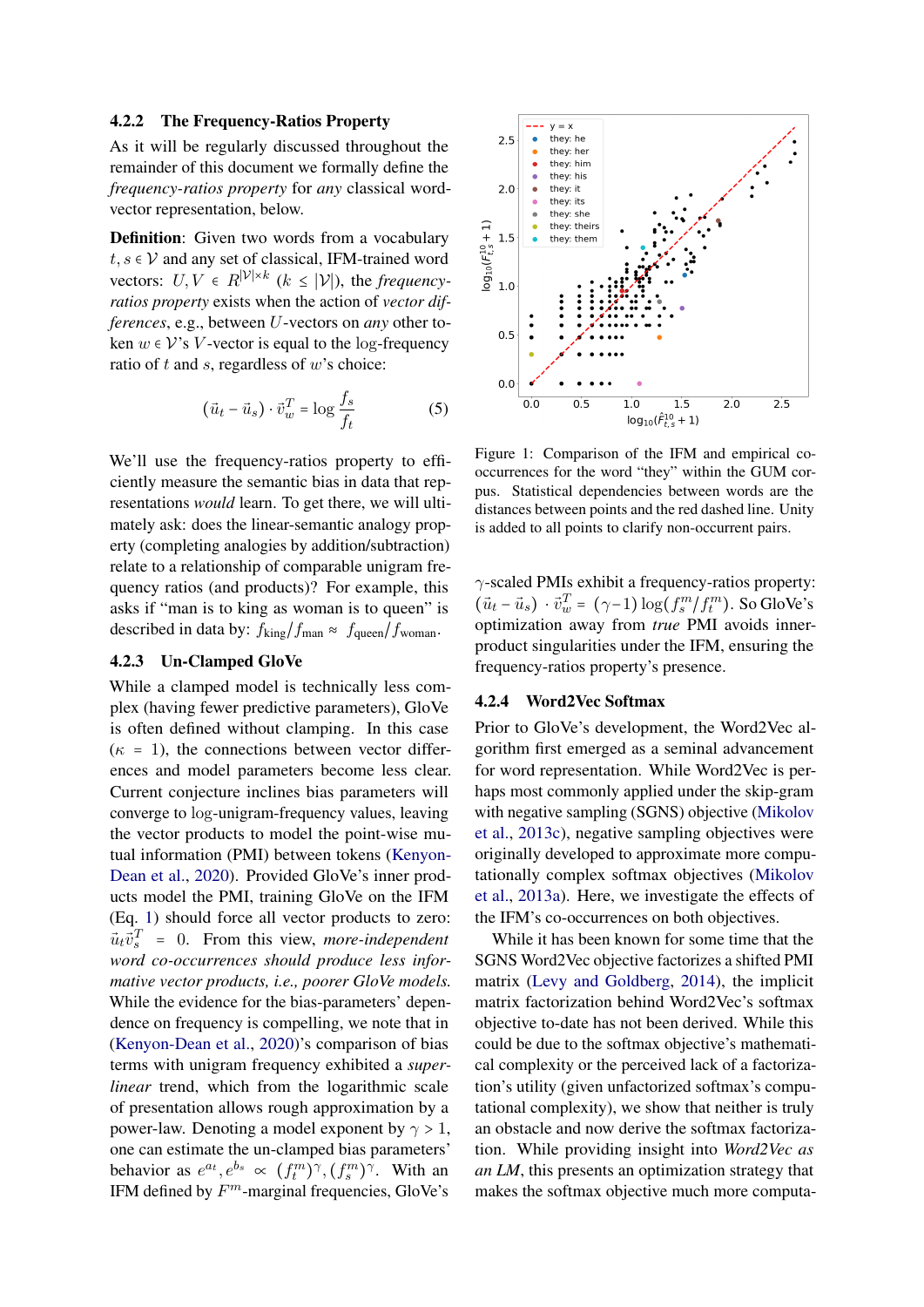#### 4.2.2 The Frequency-Ratios Property

As it will be regularly discussed throughout the remainder of this document we formally define the *frequency-ratios property* for *any* classical word-vector representation, below.

**Definition**: Given two words from a vocabulary $t, s \in \mathcal{V}$ and any set of classical, IFM-trained word vectors: $U, V \in R^{|\mathcal{V}| \times k}$ ($k \le |\mathcal{V}|$), the *frequency-ratios property* exists when the action of *vector differences*, e.g., between $U$-vectors on *any* other token $w \in \mathcal{V}$'s $V$-vector is equal to the log-frequency ratio of $t$ and $s$, regardless of $w$'s choice:

$$(\vec{u}_t - \vec{u}_s) \cdot \vec{v}_w^T = \log \frac{f_s}{f_t} \tag{5}$$

We'll use the frequency-ratios property to efficiently measure the semantic bias in data that representations *would* learn. To get there, we will ultimately ask: does the linear-semantic analogy property (completing analogies by addition/subtraction) relate to a relationship of comparable unigram frequency ratios (and products)? For example, this asks if "man is to king as woman is to queen" is described in data by: $f_{\text{king}}/f_{\text{man}} \approx f_{\text{queen}}/f_{\text{woman}}$.

#### 4.2.3 Un-Clamped GloVe

While a clamped model is technically less complex (having fewer predictive parameters), GloVe is often defined without clamping. In this case ($\kappa = 1$), the connections between vector differences and model parameters become less clear. Current conjecture inclines bias parameters will converge to log-unigram-frequency values, leaving the vector products to model the point-wise mutual information (PMI) between tokens (Kenyon-Dean et al., 2020). Provided GloVe's inner products model the PMI, training GloVe on the IFM (Eq. 1) should force all vector products to zero: $\vec{u}_t \vec{v}_s^T = 0$. From this view, *more-independent word co-occurrences should produce less informative vector products, i.e., poorer GloVe models.* While the evidence for the bias-parameters' dependence on frequency is compelling, we note that in (Kenyon-Dean et al., 2020)'s comparison of bias terms with unigram frequency exhibited a *super-linear* trend, which from the logarithmic scale of presentation allows rough approximation by a power-law. Denoting a model exponent by $\gamma > 1$, one can estimate the un-clamped bias parameters' behavior as $e^{a_t}, e^{b_s} \propto (f_t^m)^\gamma, (f_s^m)^\gamma$. With an IFM defined by $F^m$-marginal frequencies, GloVe's $\gamma$-scaled PMIs exhibit a frequency-ratios property: $(\vec{u}_t - \vec{u}_s) \cdot \vec{v}_w^T = (\gamma - 1)\log(f_s^m/f_t^m)$. So GloVe's optimization away from *true* PMI avoids inner-product singularities under the IFM, ensuring the frequency-ratios property's presence.

Figure 1: Comparison of the IFM and empirical co-occurrences for the word "they" within the GUM corpus. Statistical dependencies between words are the distances between points and the red dashed line. Unity is added to all points to clarify non-occurrent pairs.

#### 4.2.4 Word2Vec Softmax

Prior to GloVe's development, the Word2Vec algorithm first emerged as a seminal advancement for word representation. While Word2Vec is perhaps most commonly applied under the skip-gram with negative sampling (SGNS) objective (Mikolov et al., 2013c), negative sampling objectives were originally developed to approximate more computationally complex softmax objectives (Mikolov et al., 2013a). Here, we investigate the effects of the IFM's co-occurrences on both objectives.

While it has been known for some time that the SGNS Word2Vec objective factorizes a shifted PMI matrix (Levy and Goldberg, 2014), the implicit matrix factorization behind Word2Vec's softmax objective to-date has not been derived. While this could be due to the softmax objective's mathematical complexity or the perceived lack of a factorization's utility (given unfactorized softmax's computational complexity), we show that neither is truly an obstacle and now derive the softmax factorization. While providing insight into *Word2Vec as an LM*, this presents an optimization strategy that makes the softmax objective much more computa-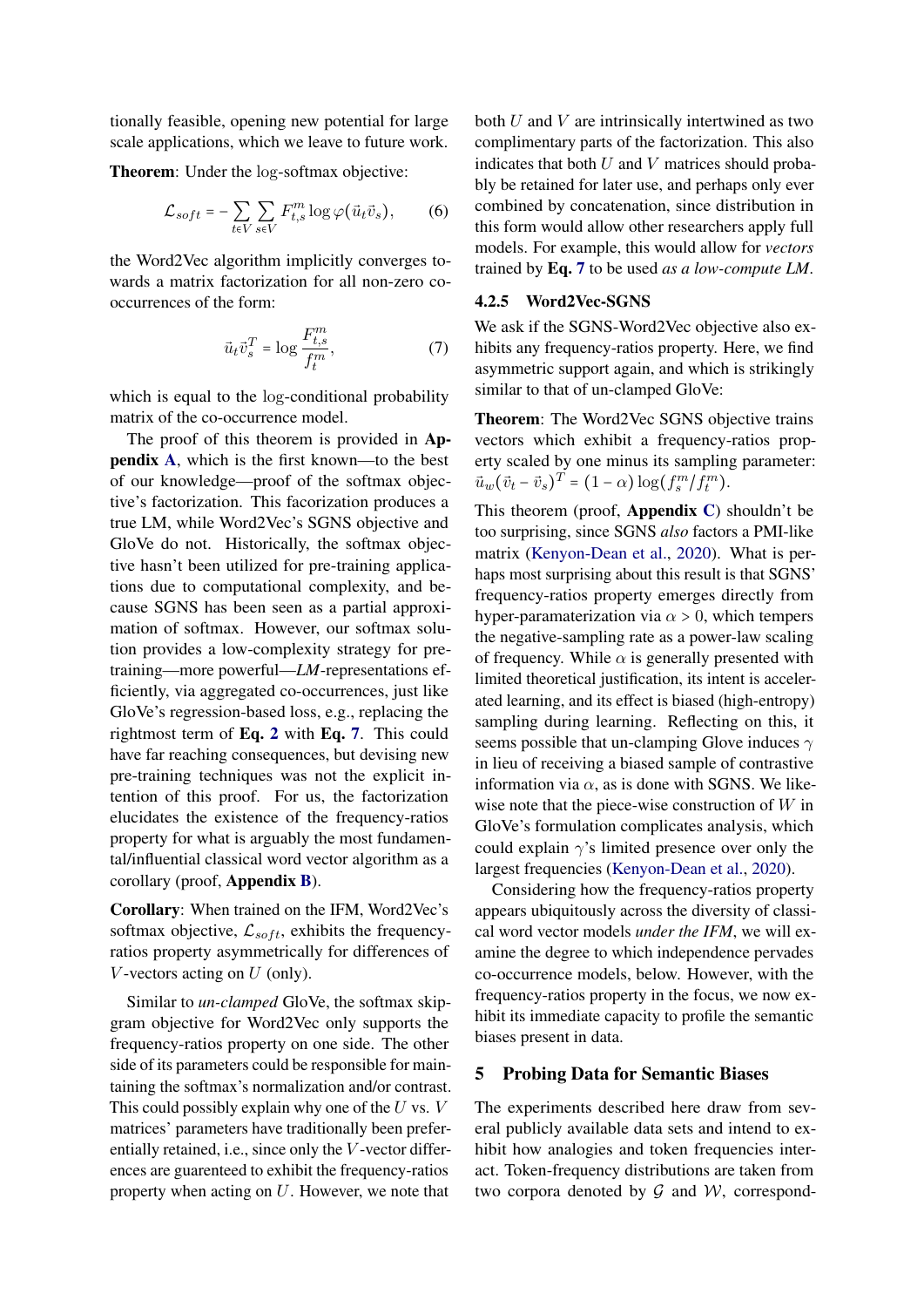tionally feasible, opening new potential for large scale applications, which we leave to future work.

**Theorem**: Under the log-softmax objective:

$$\mathcal{L}_{soft} = -\sum_{t\in V}\sum_{s\in V} F^m_{t,s}\log\varphi(\vec{u}_t\vec{v}_s), \tag{6}$$

the Word2Vec algorithm implicitly converges towards a matrix factorization for all non-zero co-occurrences of the form:

$$\vec{u}_t\vec{v}_s^T = \log\frac{F^m_{t,s}}{f^m_t}, \tag{7}$$

which is equal to the log-conditional probability matrix of the co-occurrence model.

The proof of this theorem is provided in **Appendix A**, which is the first known—to the best of our knowledge—proof of the softmax objective's factorization. This facorization produces a true LM, while Word2Vec's SGNS objective and GloVe do not. Historically, the softmax objective hasn't been utilized for pre-training applications due to computational complexity, and because SGNS has been seen as a partial approximation of softmax. However, our softmax solution provides a low-complexity strategy for pre-training—more powerful—*LM*-representations efficiently, via aggregated co-occurrences, just like GloVe's regression-based loss, e.g., replacing the rightmost term of **Eq. 2** with **Eq. 7**. This could have far reaching consequences, but devising new pre-training techniques was not the explicit intention of this proof. For us, the factorization elucidates the existence of the frequency-ratios property for what is arguably the most fundamental/influential classical word vector algorithm as a corollary (proof, **Appendix B**).

**Corollary**: When trained on the IFM, Word2Vec's softmax objective, $\mathcal{L}_{soft}$, exhibits the frequency-ratios property asymmetrically for differences of $V$-vectors acting on $U$ (only).

Similar to *un-clamped* GloVe, the softmax skip-gram objective for Word2Vec only supports the frequency-ratios property on one side. The other side of its parameters could be responsible for maintaining the softmax's normalization and/or contrast. This could possibly explain why one of the $U$ vs. $V$ matrices' parameters have traditionally been preferentially retained, i.e., since only the $V$-vector differences are guarenteed to exhibit the frequency-ratios property when acting on $U$. However, we note that both $U$ and $V$ are intrinsically intertwined as two complimentary parts of the factorization. This also indicates that both $U$ and $V$ matrices should probably be retained for later use, and perhaps only ever combined by concatenation, since distribution in this form would allow other researchers apply full models. For example, this would allow for *vectors* trained by **Eq. 7** to be used *as a low-compute LM*.

### 4.2.5 Word2Vec-SGNS

We ask if the SGNS-Word2Vec objective also exhibits any frequency-ratios property. Here, we find asymmetric support again, and which is strikingly similar to that of un-clamped GloVe:

**Theorem**: The Word2Vec SGNS objective trains vectors which exhibit a frequency-ratios property scaled by one minus its sampling parameter: $\vec{u}_w(\vec{v}_t - \vec{v}_s)^T = (1-\alpha)\log(f^m_s/f^m_t)$.

This theorem (proof, **Appendix C**) shouldn't be too surprising, since SGNS *also* factors a PMI-like matrix (Kenyon-Dean et al., 2020). What is perhaps most surprising about this result is that SGNS' frequency-ratios property emerges directly from hyper-paramaterization via $\alpha > 0$, which tempers the negative-sampling rate as a power-law scaling of frequency. While $\alpha$ is generally presented with limited theoretical justification, its intent is accelerated learning, and its effect is biased (high-entropy) sampling during learning. Reflecting on this, it seems possible that un-clamping Glove induces $\gamma$ in lieu of receiving a biased sample of contrastive information via $\alpha$, as is done with SGNS. We likewise note that the piece-wise construction of $W$ in GloVe's formulation complicates analysis, which could explain $\gamma$'s limited presence over only the largest frequencies (Kenyon-Dean et al., 2020).

Considering how the frequency-ratios property appears ubiquitously across the diversity of classical word vector models *under the IFM*, we will examine the degree to which independence pervades co-occurrence models, below. However, with the frequency-ratios property in the focus, we now exhibit its immediate capacity to profile the semantic biases present in data.

## 5 Probing Data for Semantic Biases

The experiments described here draw from several publicly available data sets and intend to exhibit how analogies and token frequencies interact. Token-frequency distributions are taken from two corpora denoted by $\mathcal{G}$ and $\mathcal{W}$, correspond-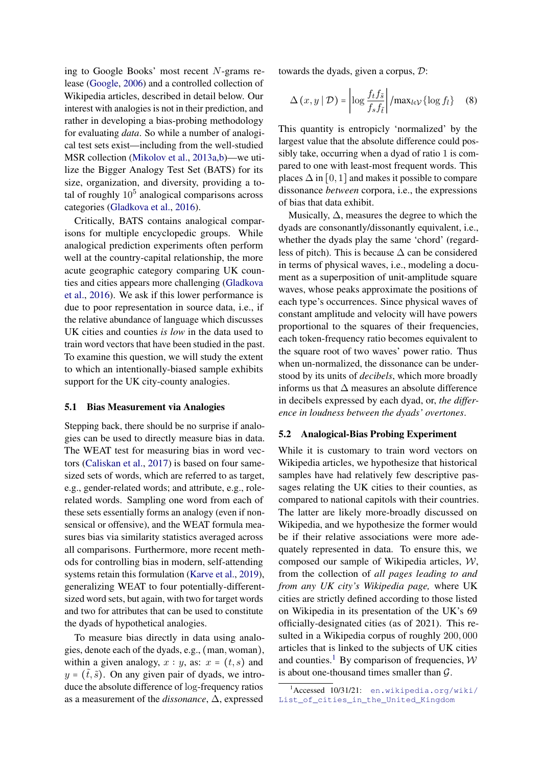ing to Google Books' most recent $N$-grams release (Google, 2006) and a controlled collection of Wikipedia articles, described in detail below. Our interest with analogies is not in their prediction, and rather in developing a bias-probing methodology for evaluating *data*. So while a number of analogical test sets exist—including from the well-studied MSR collection (Mikolov et al., 2013a,b)—we utilize the Bigger Analogy Test Set (BATS) for its size, organization, and diversity, providing a total of roughly $10^5$ analogical comparisons across categories (Gladkova et al., 2016).

Critically, BATS contains analogical comparisons for multiple encyclopedic groups. While analogical prediction experiments often perform well at the country-capital relationship, the more acute geographic category comparing UK counties and cities appears more challenging (Gladkova et al., 2016). We ask if this lower performance is due to poor representation in source data, i.e., if the relative abundance of language which discusses UK cities and counties *is low* in the data used to train word vectors that have been studied in the past. To examine this question, we will study the extent to which an intentionally-biased sample exhibits support for the UK city-county analogies.

### 5.1 Bias Measurement via Analogies

Stepping back, there should be no surprise if analogies can be used to directly measure bias in data. The WEAT test for measuring bias in word vectors (Caliskan et al., 2017) is based on four same-sized sets of words, which are referred to as target, e.g., gender-related words; and attribute, e.g., role-related words. Sampling one word from each of these sets essentially forms an analogy (even if nonsensical or offensive), and the WEAT formula measures bias via similarity statistics averaged across all comparisons. Furthermore, more recent methods for controlling bias in modern, self-attending systems retain this formulation (Karve et al., 2019), generalizing WEAT to four potentially-different-sized word sets, but again, with two for target words and two for attributes that can be used to constitute the dyads of hypothetical analogies.

To measure bias directly in data using analogies, denote each of the dyads, e.g., (man, woman), within a given analogy, $x : y$, as: $x = (t, s)$ and $y = (\tilde{t}, \tilde{s})$. On any given pair of dyads, we introduce the absolute difference of log-frequency ratios as a measurement of the *dissonance*, $\Delta$, expressed towards the dyads, given a corpus, $\mathcal{D}$:

$$\Delta\left(x, y \mid \mathcal{D}\right) = \left|\log \frac{f_t f_{\tilde{s}}}{f_s f_{\tilde{t}}}\right| / \max_{l \in \mathcal{V}}\{\log f_l\} \quad (8)$$

This quantity is entropicly 'normalized' by the largest value that the absolute difference could possibly take, occurring when a dyad of ratio 1 is compared to one with least-most frequent words. This places $\Delta$ in $[0, 1]$ and makes it possible to compare dissonance *between* corpora, i.e., the expressions of bias that data exhibit.

Musically, $\Delta$, measures the degree to which the dyads are consonantly/dissonantly equivalent, i.e., whether the dyads play the same 'chord' (regardless of pitch). This is because $\Delta$ can be considered in terms of physical waves, i.e., modeling a document as a superposition of unit-amplitude square waves, whose peaks approximate the positions of each type's occurrences. Since physical waves of constant amplitude and velocity will have powers proportional to the squares of their frequencies, each token-frequency ratio becomes equivalent to the square root of two waves' power ratio. Thus when un-normalized, the dissonance can be understood by its units of *decibels*, which more broadly informs us that $\Delta$ measures an absolute difference in decibels expressed by each dyad, or, *the difference in loudness between the dyads' overtones*.

### 5.2 Analogical-Bias Probing Experiment

While it is customary to train word vectors on Wikipedia articles, we hypothesize that historical samples have had relatively few descriptive passages relating the UK cities to their counties, as compared to national capitols with their countries. The latter are likely more-broadly discussed on Wikipedia, and we hypothesize the former would be if their relative associations were more adequately represented in data. To ensure this, we composed our sample of Wikipedia articles, $\mathcal{W}$, from the collection of *all pages leading to and from any UK city's Wikipedia page,* where UK cities are strictly defined according to those listed on Wikipedia in its presentation of the UK's 69 officially-designated cities (as of 2021). This resulted in a Wikipedia corpus of roughly $200,000$ articles that is linked to the subjects of UK cities and counties.[1] By comparison of frequencies, $\mathcal{W}$ is about one-thousand times smaller than $\mathcal{G}$.

[1] Accessed 10/31/21: en.wikipedia.org/wiki/List_of_cities_in_the_United_Kingdom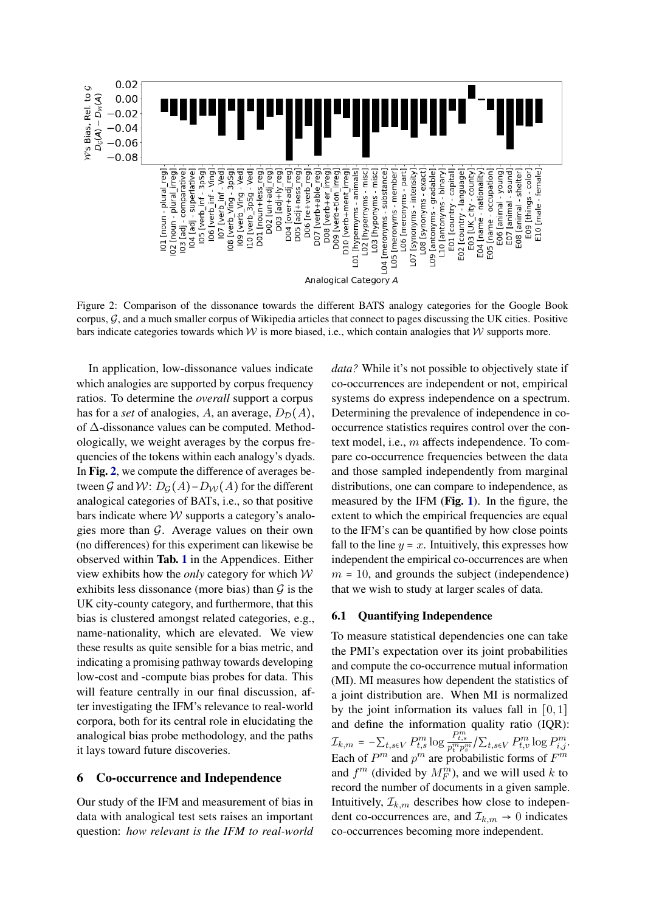Figure 2: Comparison of the dissonance towards the different BATS analogy categories for the Google Book corpus, $\mathcal{G}$, and a much smaller corpus of Wikipedia articles that connect to pages discussing the UK cities. Positive bars indicate categories towards which $\mathcal{W}$ is more biased, i.e., which contain analogies that $\mathcal{W}$ supports more.

In application, low-dissonance values indicate which analogies are supported by corpus frequency ratios. To determine the *overall* support a corpus has for a *set* of analogies, $A$, an average, $D_{\mathcal{D}}(A)$, of $\Delta$-dissonance values can be computed. Methodologically, we weight averages by the corpus frequencies of the tokens within each analogy's dyads. In **Fig. 2**, we compute the difference of averages between $\mathcal{G}$ and $\mathcal{W}$: $D_{\mathcal{G}}(A) - D_{\mathcal{W}}(A)$ for the different analogical categories of BATs, i.e., so that positive bars indicate where $\mathcal{W}$ supports a category's analogies more than $\mathcal{G}$. Average values on their own (no differences) for this experiment can likewise be observed within **Tab. 1** in the Appendices. Either view exhibits how the *only* category for which $\mathcal{W}$ exhibits less dissonance (more bias) than $\mathcal{G}$ is the UK city-county category, and furthermore, that this bias is clustered amongst related categories, e.g., name-nationality, which are elevated. We view these results as quite sensible for a bias metric, and indicating a promising pathway towards developing low-cost and -compute bias probes for data. This will feature centrally in our final discussion, after investigating the IFM's relevance to real-world corpora, both for its central role in elucidating the analogical bias probe methodology, and the paths it lays toward future discoveries.

## 6 Co-occurrence and Independence

Our study of the IFM and measurement of bias in data with analogical test sets raises an important question: *how relevant is the IFM to real-world data?* While it's not possible to objectively state if co-occurrences are independent or not, empirical systems do express independence on a spectrum. Determining the prevalence of independence in co-occurrence statistics requires control over the context model, i.e., $m$ affects independence. To compare co-occurrence frequencies between the data and those sampled independently from marginal distributions, one can compare to independence, as measured by the IFM (**Fig. 1**). In the figure, the extent to which the empirical frequencies are equal to the IFM's can be quantified by how close points fall to the line $y = x$. Intuitively, this expresses how independent the empirical co-occurrences are when $m = 10$, and grounds the subject (independence) that we wish to study at larger scales of data.

### 6.1 Quantifying Independence

To measure statistical dependencies one can take the PMI's expectation over its joint probabilities and compute the co-occurrence mutual information (MI). MI measures how dependent the statistics of a joint distribution are. When MI is normalized by the joint information its values fall in $[0, 1]$ and define the information quality ratio (IQR): $\mathcal{I}_{k,m} = -\sum_{t,s\in V} P^m_{t,s} \log \frac{P^m_{t,s}}{p^m_t p^m_s} / \sum_{t,s\in V} P^m_{t,v} \log P^m_{i,j}$. Each of $P^m$ and $p^m$ are probabilistic forms of $F^m$ and $f^m$ (divided by $M^m_F$), and we will used $k$ to record the number of documents in a given sample. Intuitively, $\mathcal{I}_{k,m}$ describes how close to independent co-occurrences are, and $\mathcal{I}_{k,m} \to 0$ indicates co-occurrences becoming more independent.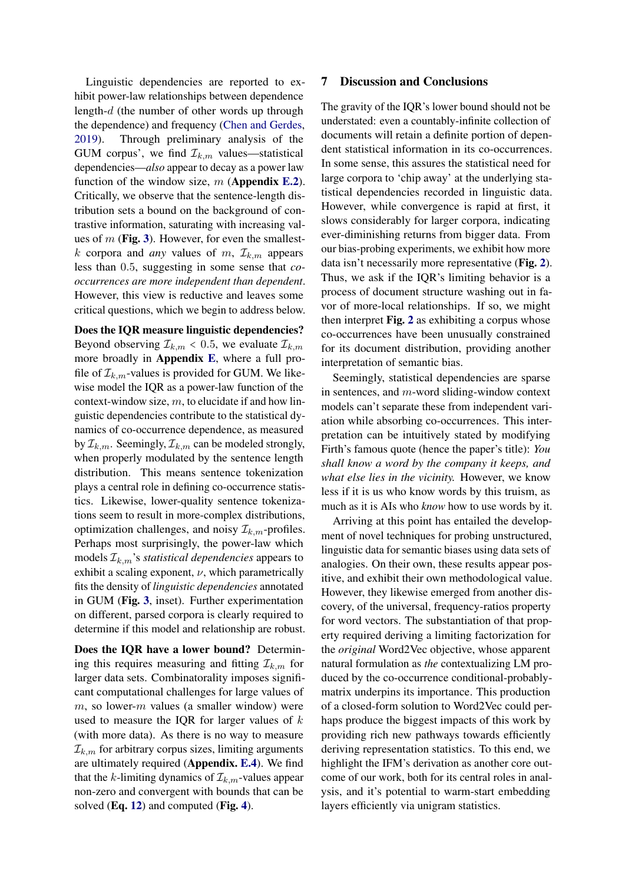Linguistic dependencies are reported to exhibit power-law relationships between dependence length-$d$ (the number of other words up through the dependence) and frequency (Chen and Gerdes, 2019). Through preliminary analysis of the GUM corpus', we find $\mathcal{I}_{k,m}$ values—statistical dependencies—*also* appear to decay as a power law function of the window size, $m$ (**Appendix E.2**). Critically, we observe that the sentence-length distribution sets a bound on the background of contrastive information, saturating with increasing values of $m$ (**Fig. 3**). However, for even the smallest-$k$ corpora and *any* values of $m$, $\mathcal{I}_{k,m}$ appears less than $0.5$, suggesting in some sense that *co-occurrences are more independent than dependent*. However, this view is reductive and leaves some critical questions, which we begin to address below.

**Does the IQR measure linguistic dependencies?** Beyond observing $\mathcal{I}_{k,m} < 0.5$, we evaluate $\mathcal{I}_{k,m}$ more broadly in **Appendix E**, where a full profile of $\mathcal{I}_{k,m}$-values is provided for GUM. We likewise model the IQR as a power-law function of the context-window size, $m$, to elucidate if and how linguistic dependencies contribute to the statistical dynamics of co-occurrence dependence, as measured by $\mathcal{I}_{k,m}$. Seemingly, $\mathcal{I}_{k,m}$ can be modeled strongly, when properly modulated by the sentence length distribution. This means sentence tokenization plays a central role in defining co-occurrence statistics. Likewise, lower-quality sentence tokenizations seem to result in more-complex distributions, optimization challenges, and noisy $\mathcal{I}_{k,m}$-profiles. Perhaps most surprisingly, the power-law which models $\mathcal{I}_{k,m}$'s *statistical dependencies* appears to exhibit a scaling exponent, $\nu$, which parametrically fits the density of *linguistic dependencies* annotated in GUM (**Fig. 3**, inset). Further experimentation on different, parsed corpora is clearly required to determine if this model and relationship are robust.

**Does the IQR have a lower bound?** Determining this requires measuring and fitting $\mathcal{I}_{k,m}$ for larger data sets. Combinatorality imposes significant computational challenges for large values of $m$, so lower-$m$ values (a smaller window) were used to measure the IQR for larger values of $k$ (with more data). As there is no way to measure $\mathcal{I}_{k,m}$ for arbitrary corpus sizes, limiting arguments are ultimately required (**Appendix. E.4**). We find that the $k$-limiting dynamics of $\mathcal{I}_{k,m}$-values appear non-zero and convergent with bounds that can be solved (**Eq. 12**) and computed (**Fig. 4**).

## 7 Discussion and Conclusions

The gravity of the IQR's lower bound should not be understated: even a countably-infinite collection of documents will retain a definite portion of dependent statistical information in its co-occurrences. In some sense, this assures the statistical need for large corpora to 'chip away' at the underlying statistical dependencies recorded in linguistic data. However, while convergence is rapid at first, it slows considerably for larger corpora, indicating ever-diminishing returns from bigger data. From our bias-probing experiments, we exhibit how more data isn't necessarily more representative (**Fig. 2**). Thus, we ask if the IQR's limiting behavior is a process of document structure washing out in favor of more-local relationships. If so, we might then interpret **Fig. 2** as exhibiting a corpus whose co-occurrences have been unusually constrained for its document distribution, providing another interpretation of semantic bias.

Seemingly, statistical dependencies are sparse in sentences, and $m$-word sliding-window context models can't separate these from independent variation while absorbing co-occurrences. This interpretation can be intuitively stated by modifying Firth's famous quote (hence the paper's title): *You shall know a word by the company it keeps, and what else lies in the vicinity.* However, we know less if it is us who know words by this truism, as much as it is AIs who *know* how to use words by it.

Arriving at this point has entailed the development of novel techniques for probing unstructured, linguistic data for semantic biases using data sets of analogies. On their own, these results appear positive, and exhibit their own methodological value. However, they likewise emerged from another discovery, of the universal, frequency-ratios property for word vectors. The substantiation of that property required deriving a limiting factorization for the *original* Word2Vec objective, whose apparent natural formulation as *the* contextualizing LM produced by the co-occurrence conditional-probably-matrix underpins its importance. This production of a closed-form solution to Word2Vec could perhaps produce the biggest impacts of this work by providing rich new pathways towards efficiently deriving representation statistics. To this end, we highlight the IFM's derivation as another core outcome of our work, both for its central roles in analysis, and it's potential to warm-start embedding layers efficiently via unigram statistics.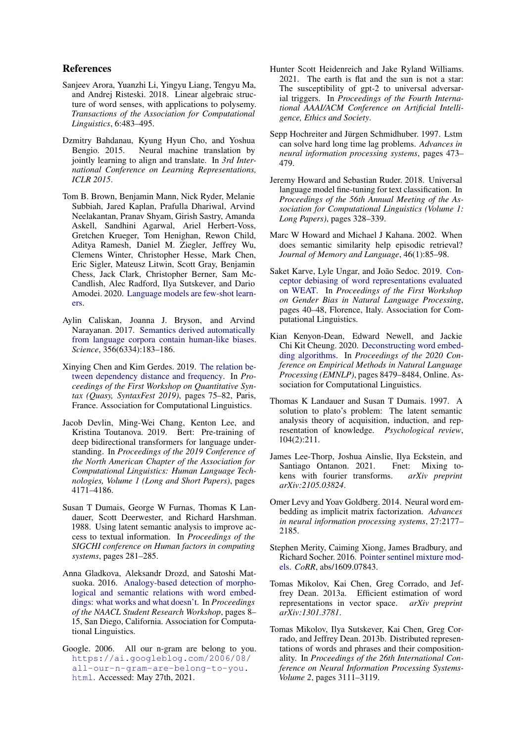## References

Sanjeev Arora, Yuanzhi Li, Yingyu Liang, Tengyu Ma, and Andrej Risteski. 2018. Linear algebraic structure of word senses, with applications to polysemy. *Transactions of the Association for Computational Linguistics*, 6:483–495.

Dzmitry Bahdanau, Kyung Hyun Cho, and Yoshua Bengio. 2015. Neural machine translation by jointly learning to align and translate. In *3rd International Conference on Learning Representations, ICLR 2015*.

Tom B. Brown, Benjamin Mann, Nick Ryder, Melanie Subbiah, Jared Kaplan, Prafulla Dhariwal, Arvind Neelakantan, Pranav Shyam, Girish Sastry, Amanda Askell, Sandhini Agarwal, Ariel Herbert-Voss, Gretchen Krueger, Tom Henighan, Rewon Child, Aditya Ramesh, Daniel M. Ziegler, Jeffrey Wu, Clemens Winter, Christopher Hesse, Mark Chen, Eric Sigler, Mateusz Litwin, Scott Gray, Benjamin Chess, Jack Clark, Christopher Berner, Sam McCandlish, Alec Radford, Ilya Sutskever, and Dario Amodei. 2020. Language models are few-shot learners.

Aylin Caliskan, Joanna J. Bryson, and Arvind Narayanan. 2017. Semantics derived automatically from language corpora contain human-like biases. *Science*, 356(6334):183–186.

Xinying Chen and Kim Gerdes. 2019. The relation between dependency distance and frequency. In *Proceedings of the First Workshop on Quantitative Syntax (Quasy, SyntaxFest 2019)*, pages 75–82, Paris, France. Association for Computational Linguistics.

Jacob Devlin, Ming-Wei Chang, Kenton Lee, and Kristina Toutanova. 2019. Bert: Pre-training of deep bidirectional transformers for language understanding. In *Proceedings of the 2019 Conference of the North American Chapter of the Association for Computational Linguistics: Human Language Technologies, Volume 1 (Long and Short Papers)*, pages 4171–4186.

Susan T Dumais, George W Furnas, Thomas K Landauer, Scott Deerwester, and Richard Harshman. 1988. Using latent semantic analysis to improve access to textual information. In *Proceedings of the SIGCHI conference on Human factors in computing systems*, pages 281–285.

Anna Gladkova, Aleksandr Drozd, and Satoshi Matsuoka. 2016. Analogy-based detection of morphological and semantic relations with word embeddings: what works and what doesn't. In *Proceedings of the NAACL Student Research Workshop*, pages 8–15, San Diego, California. Association for Computational Linguistics.

Google. 2006. All our n-gram are belong to you. https://ai.googleblog.com/2006/08/all-our-n-gram-are-belong-to-you.html. Accessed: May 27th, 2021.

Hunter Scott Heidenreich and Jake Ryland Williams. 2021. The earth is flat and the sun is not a star: The susceptibility of gpt-2 to universal adversarial triggers. In *Proceedings of the Fourth International AAAI/ACM Conference on Artificial Intelligence, Ethics and Society*.

Sepp Hochreiter and Jürgen Schmidhuber. 1997. Lstm can solve hard long time lag problems. *Advances in neural information processing systems*, pages 473–479.

Jeremy Howard and Sebastian Ruder. 2018. Universal language model fine-tuning for text classification. In *Proceedings of the 56th Annual Meeting of the Association for Computational Linguistics (Volume 1: Long Papers)*, pages 328–339.

Marc W Howard and Michael J Kahana. 2002. When does semantic similarity help episodic retrieval? *Journal of Memory and Language*, 46(1):85–98.

Saket Karve, Lyle Ungar, and João Sedoc. 2019. Conceptor debiasing of word representations evaluated on WEAT. In *Proceedings of the First Workshop on Gender Bias in Natural Language Processing*, pages 40–48, Florence, Italy. Association for Computational Linguistics.

Kian Kenyon-Dean, Edward Newell, and Jackie Chi Kit Cheung. 2020. Deconstructing word embedding algorithms. In *Proceedings of the 2020 Conference on Empirical Methods in Natural Language Processing (EMNLP)*, pages 8479–8484, Online. Association for Computational Linguistics.

Thomas K Landauer and Susan T Dumais. 1997. A solution to plato's problem: The latent semantic analysis theory of acquisition, induction, and representation of knowledge. *Psychological review*, 104(2):211.

James Lee-Thorp, Joshua Ainslie, Ilya Eckstein, and Santiago Ontanon. 2021. Fnet: Mixing tokens with fourier transforms. *arXiv preprint arXiv:2105.03824*.

Omer Levy and Yoav Goldberg. 2014. Neural word embedding as implicit matrix factorization. *Advances in neural information processing systems*, 27:2177–2185.

Stephen Merity, Caiming Xiong, James Bradbury, and Richard Socher. 2016. Pointer sentinel mixture models. *CoRR*, abs/1609.07843.

Tomas Mikolov, Kai Chen, Greg Corrado, and Jeffrey Dean. 2013a. Efficient estimation of word representations in vector space. *arXiv preprint arXiv:1301.3781*.

Tomas Mikolov, Ilya Sutskever, Kai Chen, Greg Corrado, and Jeffrey Dean. 2013b. Distributed representations of words and phrases and their compositionality. In *Proceedings of the 26th International Conference on Neural Information Processing Systems-Volume 2*, pages 3111–3119.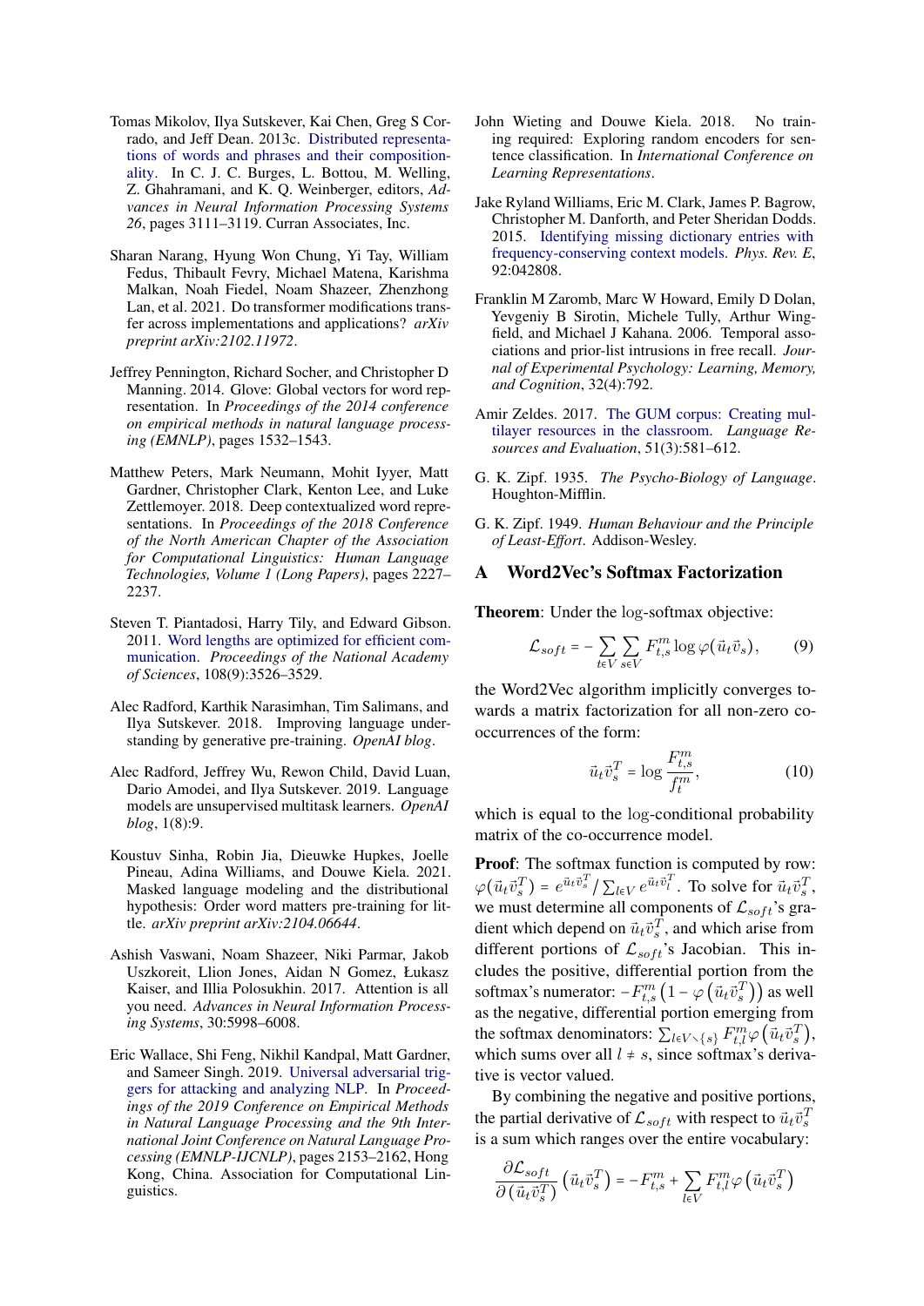Tomas Mikolov, Ilya Sutskever, Kai Chen, Greg S Corrado, and Jeff Dean. 2013c. Distributed representations of words and phrases and their compositionality. In C. J. C. Burges, L. Bottou, M. Welling, Z. Ghahramani, and K. Q. Weinberger, editors, *Advances in Neural Information Processing Systems 26*, pages 3111–3119. Curran Associates, Inc.

Sharan Narang, Hyung Won Chung, Yi Tay, William Fedus, Thibault Fevry, Michael Matena, Karishma Malkan, Noah Fiedel, Noam Shazeer, Zhenzhong Lan, et al. 2021. Do transformer modifications transfer across implementations and applications? *arXiv preprint arXiv:2102.11972*.

Jeffrey Pennington, Richard Socher, and Christopher D Manning. 2014. Glove: Global vectors for word representation. In *Proceedings of the 2014 conference on empirical methods in natural language processing (EMNLP)*, pages 1532–1543.

Matthew Peters, Mark Neumann, Mohit Iyyer, Matt Gardner, Christopher Clark, Kenton Lee, and Luke Zettlemoyer. 2018. Deep contextualized word representations. In *Proceedings of the 2018 Conference of the North American Chapter of the Association for Computational Linguistics: Human Language Technologies, Volume 1 (Long Papers)*, pages 2227–2237.

Steven T. Piantadosi, Harry Tily, and Edward Gibson. 2011. Word lengths are optimized for efficient communication. *Proceedings of the National Academy of Sciences*, 108(9):3526–3529.

Alec Radford, Karthik Narasimhan, Tim Salimans, and Ilya Sutskever. 2018. Improving language understanding by generative pre-training. *OpenAI blog*.

Alec Radford, Jeffrey Wu, Rewon Child, David Luan, Dario Amodei, and Ilya Sutskever. 2019. Language models are unsupervised multitask learners. *OpenAI blog*, 1(8):9.

Koustuv Sinha, Robin Jia, Dieuwke Hupkes, Joelle Pineau, Adina Williams, and Douwe Kiela. 2021. Masked language modeling and the distributional hypothesis: Order word matters pre-training for little. *arXiv preprint arXiv:2104.06644*.

Ashish Vaswani, Noam Shazeer, Niki Parmar, Jakob Uszkoreit, Llion Jones, Aidan N Gomez, Łukasz Kaiser, and Illia Polosukhin. 2017. Attention is all you need. *Advances in Neural Information Processing Systems*, 30:5998–6008.

Eric Wallace, Shi Feng, Nikhil Kandpal, Matt Gardner, and Sameer Singh. 2019. Universal adversarial triggers for attacking and analyzing NLP. In *Proceedings of the 2019 Conference on Empirical Methods in Natural Language Processing and the 9th International Joint Conference on Natural Language Processing (EMNLP-IJCNLP)*, pages 2153–2162, Hong Kong, China. Association for Computational Linguistics.

John Wieting and Douwe Kiela. 2018. No training required: Exploring random encoders for sentence classification. In *International Conference on Learning Representations*.

Jake Ryland Williams, Eric M. Clark, James P. Bagrow, Christopher M. Danforth, and Peter Sheridan Dodds. 2015. Identifying missing dictionary entries with frequency-conserving context models. *Phys. Rev. E*, 92:042808.

Franklin M Zaromb, Marc W Howard, Emily D Dolan, Yevgeniy B Sirotin, Michele Tully, Arthur Wingfield, and Michael J Kahana. 2006. Temporal associations and prior-list intrusions in free recall. *Journal of Experimental Psychology: Learning, Memory, and Cognition*, 32(4):792.

Amir Zeldes. 2017. The GUM corpus: Creating multilayer resources in the classroom. *Language Resources and Evaluation*, 51(3):581–612.

G. K. Zipf. 1935. *The Psycho-Biology of Language*. Houghton-Mifflin.

G. K. Zipf. 1949. *Human Behaviour and the Principle of Least-Effort*. Addison-Wesley.

# A Word2Vec's Softmax Factorization

**Theorem**: Under the log-softmax objective:

$$\mathcal{L}_{soft} = -\sum_{t \in V}\sum_{s \in V} F^{m}_{t,s} \log \varphi(\vec{u}_t \vec{v}_s), \tag{9}$$

the Word2Vec algorithm implicitly converges towards a matrix factorization for all non-zero co-occurrences of the form:

$$\vec{u}_t \vec{v}_s^T = \log \frac{F^m_{t,s}}{f^m_t}, \tag{10}$$

which is equal to the log-conditional probability matrix of the co-occurrence model.

**Proof**: The softmax function is computed by row: $\varphi(\vec{u}_t \vec{v}_s^T) = e^{\vec{u}_t \vec{v}_s^T} / \sum_{l \in V} e^{\vec{u}_t \vec{v}_l^T}$. To solve for $\vec{u}_t \vec{v}_s^T$, we must determine all components of $\mathcal{L}_{soft}$'s gradient which depend on $\vec{u}_t \vec{v}_s^T$, and which arise from different portions of $\mathcal{L}_{soft}$'s Jacobian. This includes the positive, differential portion from the softmax's numerator: $-F^m_{t,s}\left(1 - \varphi\left(\vec{u}_t \vec{v}_s^T\right)\right)$ as well as the negative, differential portion emerging from the softmax denominators: $\sum_{l \in V \setminus \{s\}} F^m_{t,l} \varphi\left(\vec{u}_t \vec{v}_s^T\right)$, which sums over all $l \neq s$, since softmax's derivative is vector valued.

By combining the negative and positive portions, the partial derivative of $\mathcal{L}_{soft}$ with respect to $\vec{u}_t \vec{v}_s^T$ is a sum which ranges over the entire vocabulary:

$$\frac{\partial \mathcal{L}_{soft}}{\partial \left(\vec{u}_t \vec{v}_s^T\right)}\left(\vec{u}_t \vec{v}_s^T\right) = -F^m_{t,s} + \sum_{l \in V} F^m_{t,l} \varphi\left(\vec{u}_t \vec{v}_s^T\right)$$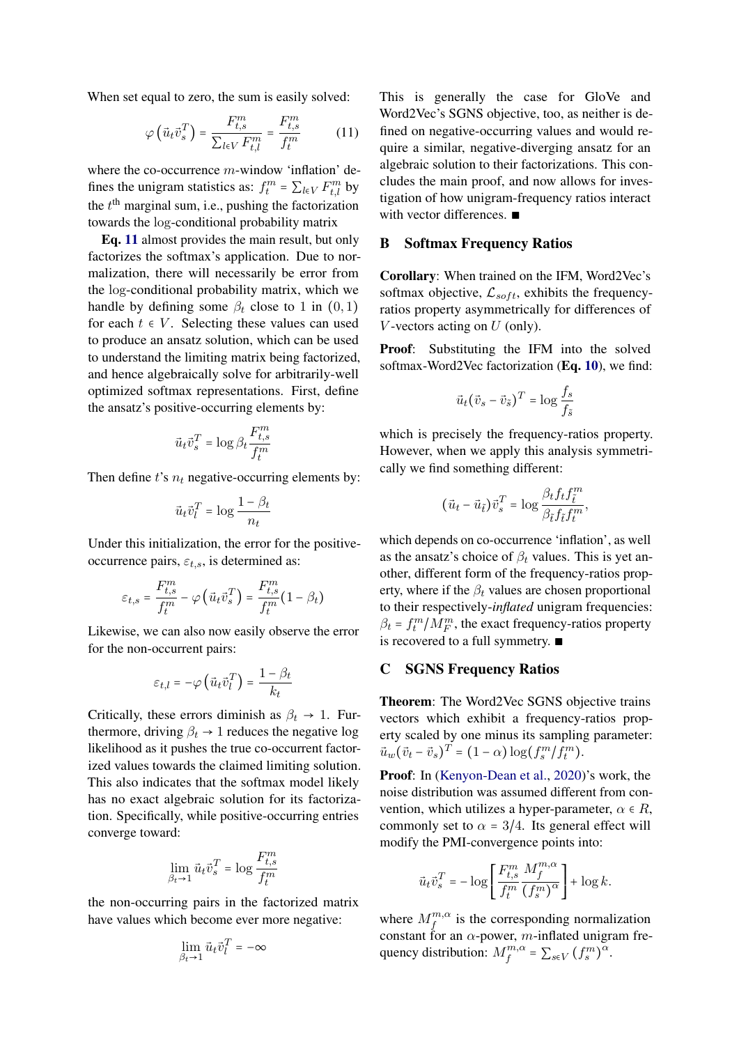When set equal to zero, the sum is easily solved:

$$\varphi\left(\vec{u}_t\vec{v}_s^T\right) = \frac{F_{t,s}^m}{\sum_{l\in V} F_{t,l}^m} = \frac{F_{t,s}^m}{f_t^m} \tag{11}$$

where the co-occurrence $m$-window 'inflation' defines the unigram statistics as: $f_t^m = \sum_{l\in V} F_{t,l}^m$ by the $t^{\text{th}}$ marginal sum, i.e., pushing the factorization towards the $\log$-conditional probability matrix

**Eq. 11** almost provides the main result, but only factorizes the softmax's application. Due to normalization, there will necessarily be error from the $\log$-conditional probability matrix, which we handle by defining some $\beta_t$ close to 1 in $(0,1)$ for each $t \in V$. Selecting these values can used to produce an ansatz solution, which can be used to understand the limiting matrix being factorized, and hence algebraically solve for arbitrarily-well optimized softmax representations. First, define the ansatz's positive-occurring elements by:

$$\vec{u}_t\vec{v}_s^T = \log\beta_t\frac{F_{t,s}^m}{f_t^m}$$

Then define $t$'s $n_t$ negative-occurring elements by:

$$\vec{u}_t\vec{v}_l^T = \log\frac{1-\beta_t}{n_t}$$

Under this initialization, the error for the positive-occurrence pairs, $\varepsilon_{t,s}$, is determined as:

$$\varepsilon_{t,s} = \frac{F_{t,s}^m}{f_t^m} - \varphi\left(\vec{u}_t\vec{v}_s^T\right) = \frac{F_{t,s}^m}{f_t^m}(1-\beta_t)$$

Likewise, we can also now easily observe the error for the non-occurrent pairs:

$$\varepsilon_{t,l} = -\varphi\left(\vec{u}_t\vec{v}_l^T\right) = \frac{1-\beta_t}{k_t}$$

Critically, these errors diminish as $\beta_t \to 1$. Furthermore, driving $\beta_t \to 1$ reduces the negative log likelihood as it pushes the true co-occurrent factorized values towards the claimed limiting solution. This also indicates that the softmax model likely has no exact algebraic solution for its factorization. Specifically, while positive-occurring entries converge toward:

$$\lim_{\beta_t\to 1}\vec{u}_t\vec{v}_s^T = \log\frac{F_{t,s}^m}{f_t^m}$$

the non-occurring pairs in the factorized matrix have values which become ever more negative:

$$\lim_{\beta_t\to 1}\vec{u}_t\vec{v}_l^T = -\infty$$

This is generally the case for GloVe and Word2Vec's SGNS objective, too, as neither is defined on negative-occurring values and would require a similar, negative-diverging ansatz for an algebraic solution to their factorizations. This concludes the main proof, and now allows for investigation of how unigram-frequency ratios interact with vector differences. ■

## B Softmax Frequency Ratios

**Corollary**: When trained on the IFM, Word2Vec's softmax objective, $\mathcal{L}_{soft}$, exhibits the frequency-ratios property asymmetrically for differences of $V$-vectors acting on $U$ (only).

**Proof**: Substituting the IFM into the solved softmax-Word2Vec factorization (**Eq. 10**), we find:

$$\vec{u}_t(\vec{v}_s - \vec{v}_{\tilde{s}})^T = \log\frac{f_s}{f_{\tilde{s}}}$$

which is precisely the frequency-ratios property. However, when we apply this analysis symmetrically we find something different:

$$(\vec{u}_t - \vec{u}_{\tilde{t}})\vec{v}_s^T = \log\frac{\beta_t f_t f_{\tilde{t}}^m}{\beta_{\tilde{t}} f_{\tilde{t}} f_t^m},$$

which depends on co-occurrence 'inflation', as well as the ansatz's choice of $\beta_t$ values. This is yet another, different form of the frequency-ratios property, where if the $\beta_t$ values are chosen proportional to their respectively-*inflated* unigram frequencies: $\beta_t = f_t^m/M_F^m$, the exact frequency-ratios property is recovered to a full symmetry. ■

## C SGNS Frequency Ratios

**Theorem**: The Word2Vec SGNS objective trains vectors which exhibit a frequency-ratios property scaled by one minus its sampling parameter: $\vec{u}_w(\vec{v}_t - \vec{v}_s)^T = (1-\alpha)\log(f_s^m/f_t^m)$.

**Proof**: In (Kenyon-Dean et al., 2020)'s work, the noise distribution was assumed different from convention, which utilizes a hyper-parameter, $\alpha \in R$, commonly set to $\alpha = 3/4$. Its general effect will modify the PMI-convergence points into:

$$\vec{u}_t\vec{v}_s^T = -\log\left[\frac{F_{t,s}^m}{f_t^m}\frac{M_f^{m,\alpha}}{(f_s^m)^\alpha}\right] + \log k.$$

where $M_f^{m,\alpha}$ is the corresponding normalization constant for an $\alpha$-power, $m$-inflated unigram frequency distribution: $M_f^{m,\alpha} = \sum_{s\in V}(f_s^m)^\alpha$.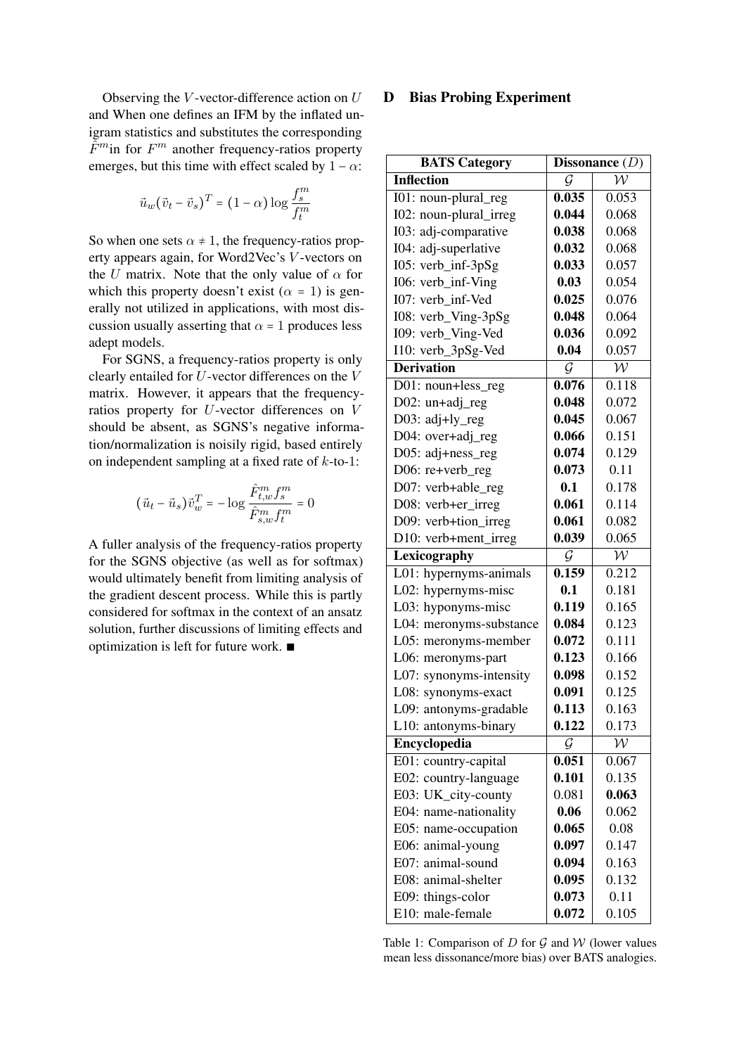Observing the $V$-vector-difference action on $U$ and When one defines an IFM by the inflated unigram statistics and substitutes the corresponding $\hat{F}^m$in for $F^m$ another frequency-ratios property emerges, but this time with effect scaled by $1 - \alpha$:

$$\vec{u}_w(\vec{v}_t - \vec{v}_s)^T = (1 - \alpha)\log\frac{f_s^m}{f_t^m}$$

So when one sets $\alpha \neq 1$, the frequency-ratios property appears again, for Word2Vec's $V$-vectors on the $U$ matrix. Note that the only value of $\alpha$ for which this property doesn't exist ($\alpha = 1$) is generally not utilized in applications, with most discussion usually asserting that $\alpha = 1$ produces less adept models.

For SGNS, a frequency-ratios property is only clearly entailed for $U$-vector differences on the $V$ matrix. However, it appears that the frequency-ratios property for $U$-vector differences on $V$ should be absent, as SGNS's negative information/normalization is noisily rigid, based entirely on independent sampling at a fixed rate of $k$-to-1:

$$(\vec{u}_t - \vec{u}_s)\vec{v}_w^T = -\log\frac{\hat{F}_{t,w}^m f_s^m}{\hat{F}_{s,w}^m f_t^m} = 0$$

A fuller analysis of the frequency-ratios property for the SGNS objective (as well as for softmax) would ultimately benefit from limiting analysis of the gradient descent process. While this is partly considered for softmax in the context of an ansatz solution, further discussions of limiting effects and optimization is left for future work. ■

# D Bias Probing Experiment

| BATS Category | Dissonance ($D$) | |
|---|---|---|
| **Inflection** | $\mathcal{G}$ | $\mathcal{W}$ |
| I01: noun-plural_reg | **0.035** | 0.053 |
| I02: noun-plural_irreg | **0.044** | 0.068 |
| I03: adj-comparative | **0.038** | 0.068 |
| I04: adj-superlative | **0.032** | 0.068 |
| I05: verb_inf-3pSg | **0.033** | 0.057 |
| I06: verb_inf-Ving | **0.03** | 0.054 |
| I07: verb_inf-Ved | **0.025** | 0.076 |
| I08: verb_Ving-3pSg | **0.048** | 0.064 |
| I09: verb_Ving-Ved | **0.036** | 0.092 |
| I10: verb_3pSg-Ved | **0.04** | 0.057 |
| **Derivation** | $\mathcal{G}$ | $\mathcal{W}$ |
| D01: noun+less_reg | **0.076** | 0.118 |
| D02: un+adj_reg | **0.048** | 0.072 |
| D03: adj+ly_reg | **0.045** | 0.067 |
| D04: over+adj_reg | **0.066** | 0.151 |
| D05: adj+ness_reg | **0.074** | 0.129 |
| D06: re+verb_reg | **0.073** | 0.11 |
| D07: verb+able_reg | **0.1** | 0.178 |
| D08: verb+er_irreg | **0.061** | 0.114 |
| D09: verb+tion_irreg | **0.061** | 0.082 |
| D10: verb+ment_irreg | **0.039** | 0.065 |
| **Lexicography** | $\mathcal{G}$ | $\mathcal{W}$ |
| L01: hypernyms-animals | **0.159** | 0.212 |
| L02: hypernyms-misc | **0.1** | 0.181 |
| L03: hyponyms-misc | **0.119** | 0.165 |
| L04: meronyms-substance | **0.084** | 0.123 |
| L05: meronyms-member | **0.072** | 0.111 |
| L06: meronyms-part | **0.123** | 0.166 |
| L07: synonyms-intensity | **0.098** | 0.152 |
| L08: synonyms-exact | **0.091** | 0.125 |
| L09: antonyms-gradable | **0.113** | 0.163 |
| L10: antonyms-binary | **0.122** | 0.173 |
| **Encyclopedia** | $\mathcal{G}$ | $\mathcal{W}$ |
| E01: country-capital | **0.051** | 0.067 |
| E02: country-language | **0.101** | 0.135 |
| E03: UK_city-county | 0.081 | **0.063** |
| E04: name-nationality | **0.06** | 0.062 |
| E05: name-occupation | **0.065** | 0.08 |
| E06: animal-young | **0.097** | 0.147 |
| E07: animal-sound | **0.094** | 0.163 |
| E08: animal-shelter | **0.095** | 0.132 |
| E09: things-color | **0.073** | 0.11 |
| E10: male-female | **0.072** | 0.105 |

Table 1: Comparison of $D$ for $\mathcal{G}$ and $\mathcal{W}$ (lower values mean less dissonance/more bias) over BATS analogies.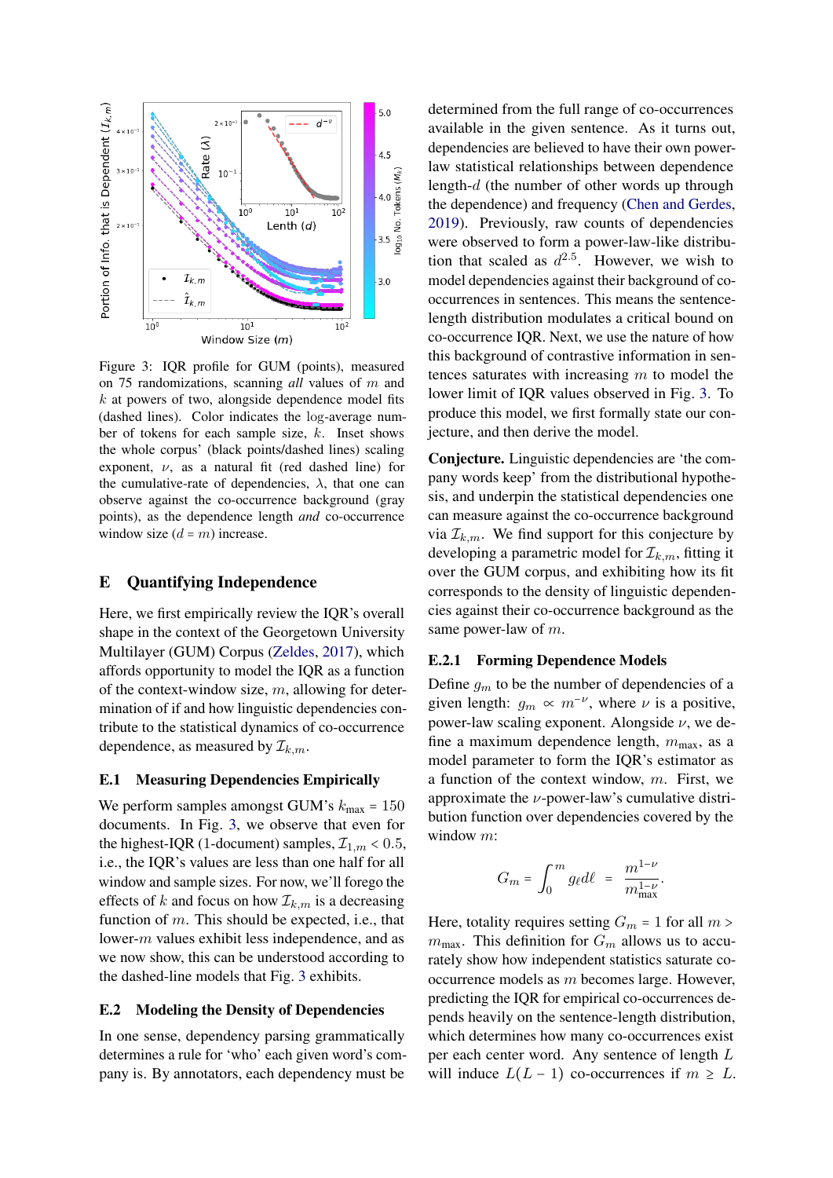Figure 3: IQR profile for GUM (points), measured on 75 randomizations, scanning *all* values of $m$ and $k$ at powers of two, alongside dependence model fits (dashed lines). Color indicates the log-average number of tokens for each sample size, $k$. Inset shows the whole corpus' (black points/dashed lines) scaling exponent, $\nu$, as a natural fit (red dashed line) for the cumulative-rate of dependencies, $\lambda$, that one can observe against the co-occurrence background (gray points), as the dependence length *and* co-occurrence window size ($d = m$) increase.

## E Quantifying Independence

Here, we first empirically review the IQR's overall shape in the context of the Georgetown University Multilayer (GUM) Corpus (Zeldes, 2017), which affords opportunity to model the IQR as a function of the context-window size, $m$, allowing for determination of if and how linguistic dependencies contribute to the statistical dynamics of co-occurrence dependence, as measured by $\mathcal{I}_{k,m}$.

### E.1 Measuring Dependencies Empirically

We perform samples amongst GUM's $k_{\max} = 150$ documents. In Fig. 3, we observe that even for the highest-IQR (1-document) samples, $\mathcal{I}_{1,m} < 0.5$, i.e., the IQR's values are less than one half for all window and sample sizes. For now, we'll forego the effects of $k$ and focus on how $\mathcal{I}_{k,m}$ is a decreasing function of $m$. This should be expected, i.e., that lower-$m$ values exhibit less independence, and as we now show, this can be understood according to the dashed-line models that Fig. 3 exhibits.

### E.2 Modeling the Density of Dependencies

In one sense, dependency parsing grammatically determines a rule for 'who' each given word's company is. By annotators, each dependency must be determined from the full range of co-occurrences available in the given sentence. As it turns out, dependencies are believed to have their own power-law statistical relationships between dependence length-$d$ (the number of other words up through the dependence) and frequency (Chen and Gerdes, 2019). Previously, raw counts of dependencies were observed to form a power-law-like distribution that scaled as $d^{2.5}$. However, we wish to model dependencies against their background of co-occurrences in sentences. This means the sentence-length distribution modulates a critical bound on co-occurrence IQR. Next, we use the nature of how this background of contrastive information in sentences saturates with increasing $m$ to model the lower limit of IQR values observed in Fig. 3. To produce this model, we first formally state our conjecture, and then derive the model.

**Conjecture.** Linguistic dependencies are 'the company words keep' from the distributional hypothesis, and underpin the statistical dependencies one can measure against the co-occurrence background via $\mathcal{I}_{k,m}$. We find support for this conjecture by developing a parametric model for $\mathcal{I}_{k,m}$, fitting it over the GUM corpus, and exhibiting how its fit corresponds to the density of linguistic dependencies against their co-occurrence background as the same power-law of $m$.

#### E.2.1 Forming Dependence Models

Define $g_m$ to be the number of dependencies of a given length: $g_m \propto m^{-\nu}$, where $\nu$ is a positive, power-law scaling exponent. Alongside $\nu$, we define a maximum dependence length, $m_{\max}$, as a model parameter to form the IQR's estimator as a function of the context window, $m$. First, we approximate the $\nu$-power-law's cumulative distribution function over dependencies covered by the window $m$:

$$G_m = \int_0^m g_\ell d\ell \;=\; \frac{m^{1-\nu}}{m_{\max}^{1-\nu}}.$$

Here, totality requires setting $G_m = 1$ for all $m > m_{\max}$. This definition for $G_m$ allows us to accurately show how independent statistics saturate co-occurrence models as $m$ becomes large. However, predicting the IQR for empirical co-occurrences depends heavily on the sentence-length distribution, which determines how many co-occurrences exist per each center word. Any sentence of length $L$ will induce $L(L-1)$ co-occurrences if $m \geq L$.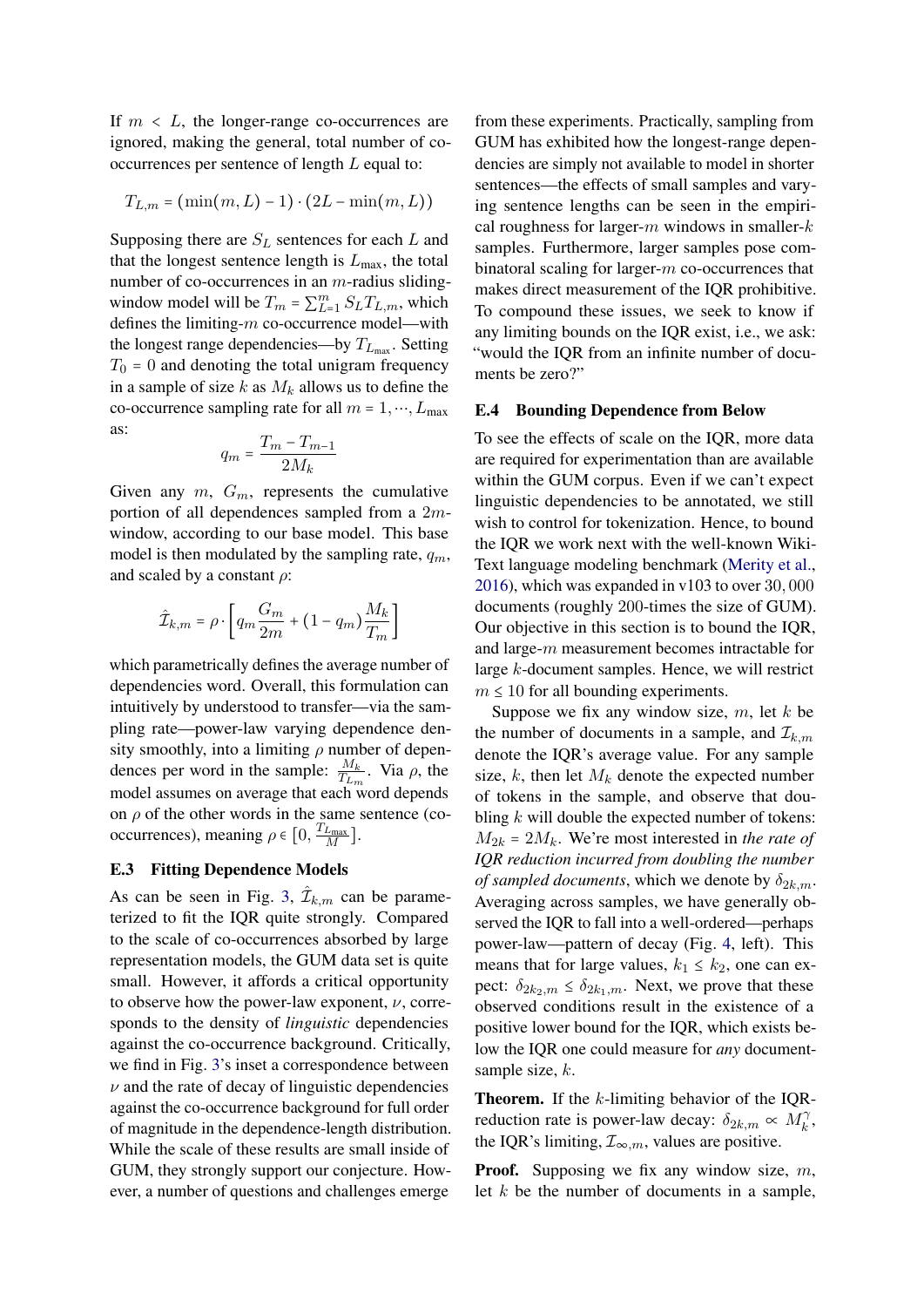If $m < L$, the longer-range co-occurrences are ignored, making the general, total number of co-occurrences per sentence of length $L$ equal to:

$$T_{L,m} = (\min(m,L) - 1) \cdot (2L - \min(m,L))$$

Supposing there are $S_L$ sentences for each $L$ and that the longest sentence length is $L_{\max}$, the total number of co-occurrences in an $m$-radius sliding-window model will be $T_m = \sum_{L=1}^{m} S_L T_{L,m}$, which defines the limiting-$m$ co-occurence model—with the longest range dependencies—by $T_{L_{\max}}$. Setting $T_0 = 0$ and denoting the total unigram frequency in a sample of size $k$ as $M_k$ allows us to define the co-occurrence sampling rate for all $m = 1, \cdots, L_{\max}$ as:

$$q_m = \frac{T_m - T_{m-1}}{2M_k}$$

Given any $m$, $G_m$, represents the cumulative portion of all dependences sampled from a $2m$-window, according to our base model. This base model is then modulated by the sampling rate, $q_m$, and scaled by a constant $\rho$:

$$\hat{\mathcal{I}}_{k,m} = \rho \cdot \left[ q_m \frac{G_m}{2m} + (1 - q_m) \frac{M_k}{T_m} \right]$$

which parametrically defines the average number of dependencies word. Overall, this formulation can intuitively by understood to transfer—via the sampling rate—power-law varying dependence density smoothly, into a limiting $\rho$ number of dependences per word in the sample: $\frac{M_k}{T_{L_m}}$. Via $\rho$, the model assumes on average that each word depends on $\rho$ of the other words in the same sentence (co-occurrences), meaning $\rho \in [0, \frac{T_{L_{\max}}}{M}]$.

### E.3 Fitting Dependence Models

As can be seen in Fig. 3, $\hat{\mathcal{I}}_{k,m}$ can be parameterized to fit the IQR quite strongly. Compared to the scale of co-occurrences absorbed by large representation models, the GUM data set is quite small. However, it affords a critical opportunity to observe how the power-law exponent, $\nu$, corresponds to the density of *linguistic* dependencies against the co-occurrence background. Critically, we find in Fig. 3's inset a correspondence between $\nu$ and the rate of decay of linguistic dependencies against the co-occurrence background for full order of magnitude in the dependence-length distribution. While the scale of these results are small inside of GUM, they strongly support our conjecture. However, a number of questions and challenges emerge from these experiments. Practically, sampling from GUM has exhibited how the longest-range dependencies are simply not available to model in shorter sentences—the effects of small samples and varying sentence lengths can be seen in the empirical roughness for larger-$m$ windows in smaller-$k$ samples. Furthermore, larger samples pose combinatoral scaling for larger-$m$ co-occurrences that makes direct measurement of the IQR prohibitive. To compound these issues, we seek to know if any limiting bounds on the IQR exist, i.e., we ask: "would the IQR from an infinite number of documents be zero?"

### E.4 Bounding Dependence from Below

To see the effects of scale on the IQR, more data are required for experimentation than are available within the GUM corpus. Even if we can't expect linguistic dependencies to be annotated, we still wish to control for tokenization. Hence, to bound the IQR we work next with the well-known WikiText language modeling benchmark (Merity et al., 2016), which was expanded in v103 to over $30,000$ documents (roughly $200$-times the size of GUM). Our objective in this section is to bound the IQR, and large-$m$ measurement becomes intractable for large $k$-document samples. Hence, we will restrict $m \leq 10$ for all bounding experiments.

Suppose we fix any window size, $m$, let $k$ be the number of documents in a sample, and $\mathcal{I}_{k,m}$ denote the IQR's average value. For any sample size, $k$, then let $M_k$ denote the expected number of tokens in the sample, and observe that doubling $k$ will double the expected number of tokens: $M_{2k} = 2M_k$. We're most interested in *the rate of IQR reduction incurred from doubling the number of sampled documents*, which we denote by $\delta_{2k,m}$. Averaging across samples, we have generally observed the IQR to fall into a well-ordered—perhaps power-law—pattern of decay (Fig. 4, left). This means that for large values, $k_1 \leq k_2$, one can expect: $\delta_{2k_2,m} \leq \delta_{2k_1,m}$. Next, we prove that these observed conditions result in the existence of a positive lower bound for the IQR, which exists below the IQR one could measure for *any* document-sample size, $k$.

**Theorem.** If the $k$-limiting behavior of the IQR-reduction rate is power-law decay: $\delta_{2k,m} \propto M_k^{\gamma}$, the IQR's limiting, $\mathcal{I}_{\infty,m}$, values are positive.

**Proof.** Supposing we fix any window size, $m$, let $k$ be the number of documents in a sample,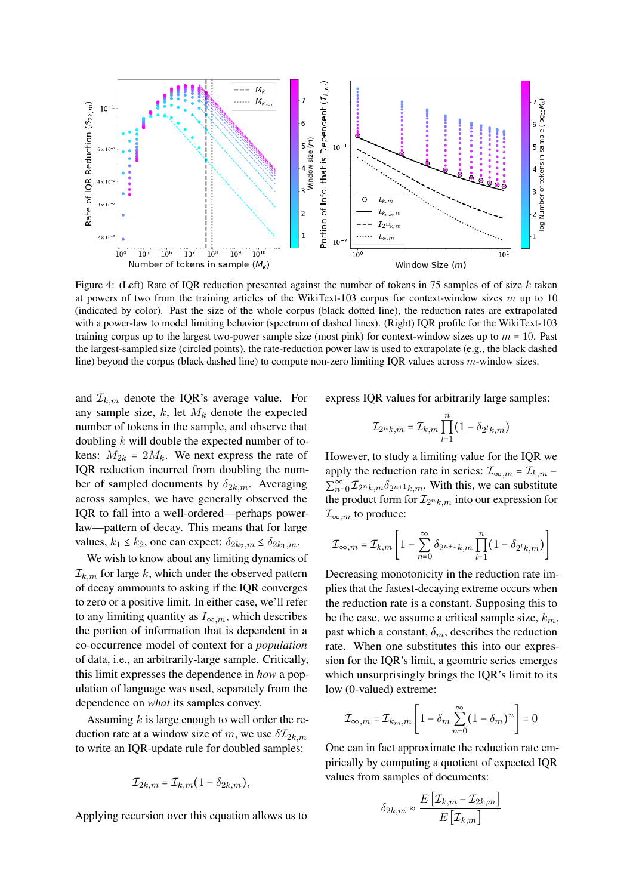Figure 4: (Left) Rate of IQR reduction presented against the number of tokens in 75 samples of of size $k$ taken at powers of two from the training articles of the WikiText-103 corpus for context-window sizes $m$ up to 10 (indicated by color). Past the size of the whole corpus (black dotted line), the reduction rates are extrapolated with a power-law to model limiting behavior (spectrum of dashed lines). (Right) IQR profile for the WikiText-103 training corpus up to the largest two-power sample size (most pink) for context-window sizes up to $m = 10$. Past the largest-sampled size (circled points), the rate-reduction power law is used to extrapolate (e.g., the black dashed line) beyond the corpus (black dashed line) to compute non-zero limiting IQR values across $m$-window sizes.

and $\mathcal{I}_{k,m}$ denote the IQR's average value. For any sample size, $k$, let $M_k$ denote the expected number of tokens in the sample, and observe that doubling $k$ will double the expected number of tokens: $M_{2k} = 2M_k$. We next express the rate of IQR reduction incurred from doubling the number of sampled documents by $\delta_{2k,m}$. Averaging across samples, we have generally observed the IQR to fall into a well-ordered—perhaps power-law—pattern of decay. This means that for large values, $k_1 \leq k_2$, one can expect: $\delta_{2k_2,m} \leq \delta_{2k_1,m}$.

We wish to know about any limiting dynamics of $\mathcal{I}_{k,m}$ for large $k$, which under the observed pattern of decay ammounts to asking if the IQR converges to zero or a positive limit. In either case, we'll refer to any limiting quantity as $I_{\infty,m}$, which describes the portion of information that is dependent in a co-occurrence model of context for a *population* of data, i.e., an arbitrarily-large sample. Critically, this limit expresses the dependence in *how* a population of language was used, separately from the dependence on *what* its samples convey.

Assuming $k$ is large enough to well order the reduction rate at a window size of $m$, we use $\delta\mathcal{I}_{2k,m}$ to write an IQR-update rule for doubled samples:

$$\mathcal{I}_{2k,m} = \mathcal{I}_{k,m}(1 - \delta_{2k,m}),$$

Applying recursion over this equation allows us to express IQR values for arbitrarily large samples:

$$\mathcal{I}_{2^n k,m} = \mathcal{I}_{k,m} \prod_{l=1}^{n} (1 - \delta_{2^l k,m})$$

However, to study a limiting value for the IQR we apply the reduction rate in series: $\mathcal{I}_{\infty,m} = \mathcal{I}_{k,m} - \sum_{n=0}^{\infty} \mathcal{I}_{2^n k,m} \delta_{2^{n+1} k,m}$. With this, we can substitute the product form for $\mathcal{I}_{2^n k,m}$ into our expression for $\mathcal{I}_{\infty,m}$ to produce:

$$\mathcal{I}_{\infty,m} = \mathcal{I}_{k,m} \left[ 1 - \sum_{n=0}^{\infty} \delta_{2^{n+1}k,m} \prod_{l=1}^{n} (1 - \delta_{2^l k,m}) \right]$$

Decreasing monotonicity in the reduction rate implies that the fastest-decaying extreme occurs when the reduction rate is a constant. Supposing this to be the case, we assume a critical sample size, $k_m$, past which a constant, $\delta_m$, describes the reduction rate. When one substitutes this into our expression for the IQR's limit, a geomtric series emerges which unsurprisingly brings the IQR's limit to its low (0-valued) extreme:

$$\mathcal{I}_{\infty,m} = \mathcal{I}_{k_m,m} \left[ 1 - \delta_m \sum_{n=0}^{\infty} (1 - \delta_m)^n \right] = 0$$

One can in fact approximate the reduction rate empirically by computing a quotient of expected IQR values from samples of documents:

$$\delta_{2k,m} \approx \frac{E\left[\mathcal{I}_{k,m} - \mathcal{I}_{2k,m}\right]}{E\left[\mathcal{I}_{k,m}\right]}$$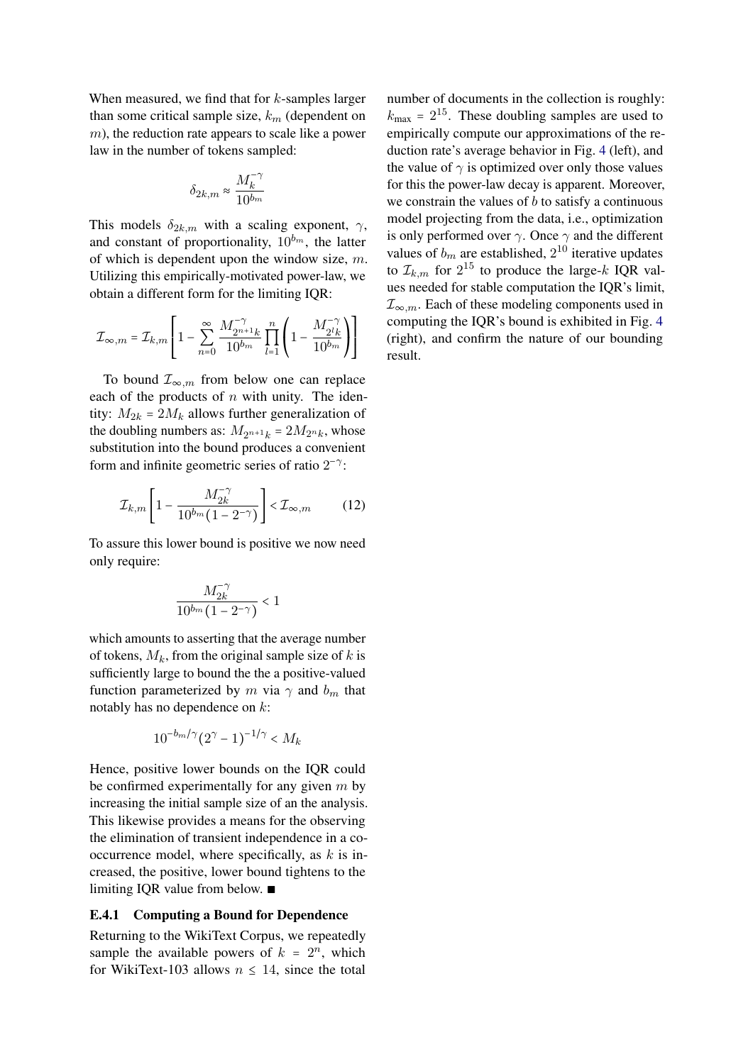When measured, we find that for $k$-samples larger than some critical sample size, $k_m$ (dependent on $m$), the reduction rate appears to scale like a power law in the number of tokens sampled:

$$\delta_{2k,m} \approx \frac{M_k^{-\gamma}}{10^{b_m}}$$

This models $\delta_{2k,m}$ with a scaling exponent, $\gamma$, and constant of proportionality, $10^{b_m}$, the latter of which is dependent upon the window size, $m$. Utilizing this empirically-motivated power-law, we obtain a different form for the limiting IQR:

$$\mathcal{I}_{\infty,m} = \mathcal{I}_{k,m}\left[1 - \sum_{n=0}^{\infty} \frac{M_{2^{n+1}k}^{-\gamma}}{10^{b_m}} \prod_{l=1}^{n}\left(1 - \frac{M_{2^l k}^{-\gamma}}{10^{b_m}}\right)\right]$$

To bound $\mathcal{I}_{\infty,m}$ from below one can replace each of the products of $n$ with unity. The identity: $M_{2k} = 2M_k$ allows further generalization of the doubling numbers as: $M_{2^{n+1}k} = 2M_{2^n k}$, whose substitution into the bound produces a convenient form and infinite geometric series of ratio $2^{-\gamma}$:

$$\mathcal{I}_{k,m}\left[1 - \frac{M_{2k}^{-\gamma}}{10^{b_m}(1 - 2^{-\gamma})}\right] < \mathcal{I}_{\infty,m} \tag{12}$$

To assure this lower bound is positive we now need only require:

$$\frac{M_{2k}^{-\gamma}}{10^{b_m}(1 - 2^{-\gamma})} < 1$$

which amounts to asserting that the average number of tokens, $M_k$, from the original sample size of $k$ is sufficiently large to bound the the a positive-valued function parameterized by $m$ via $\gamma$ and $b_m$ that notably has no dependence on $k$:

$$10^{-b_m/\gamma}(2^{\gamma} - 1)^{-1/\gamma} < M_k$$

Hence, positive lower bounds on the IQR could be confirmed experimentally for any given $m$ by increasing the initial sample size of an the analysis. This likewise provides a means for the observing the elimination of transient independence in a co-occurrence model, where specifically, as $k$ is increased, the positive, lower bound tightens to the limiting IQR value from below. ■

### E.4.1 Computing a Bound for Dependence

Returning to the WikiText Corpus, we repeatedly sample the available powers of $k = 2^n$, which for WikiText-103 allows $n \leq 14$, since the total number of documents in the collection is roughly: $k_{\text{max}} = 2^{15}$. These doubling samples are used to empirically compute our approximations of the reduction rate's average behavior in Fig. 4 (left), and the value of $\gamma$ is optimized over only those values for this the power-law decay is apparent. Moreover, we constrain the values of $b$ to satisfy a continuous model projecting from the data, i.e., optimization is only performed over $\gamma$. Once $\gamma$ and the different values of $b_m$ are established, $2^{10}$ iterative updates to $\mathcal{I}_{k,m}$ for $2^{15}$ to produce the large-$k$ IQR values needed for stable computation the IQR's limit, $\mathcal{I}_{\infty,m}$. Each of these modeling components used in computing the IQR's bound is exhibited in Fig. 4 (right), and confirm the nature of our bounding result.